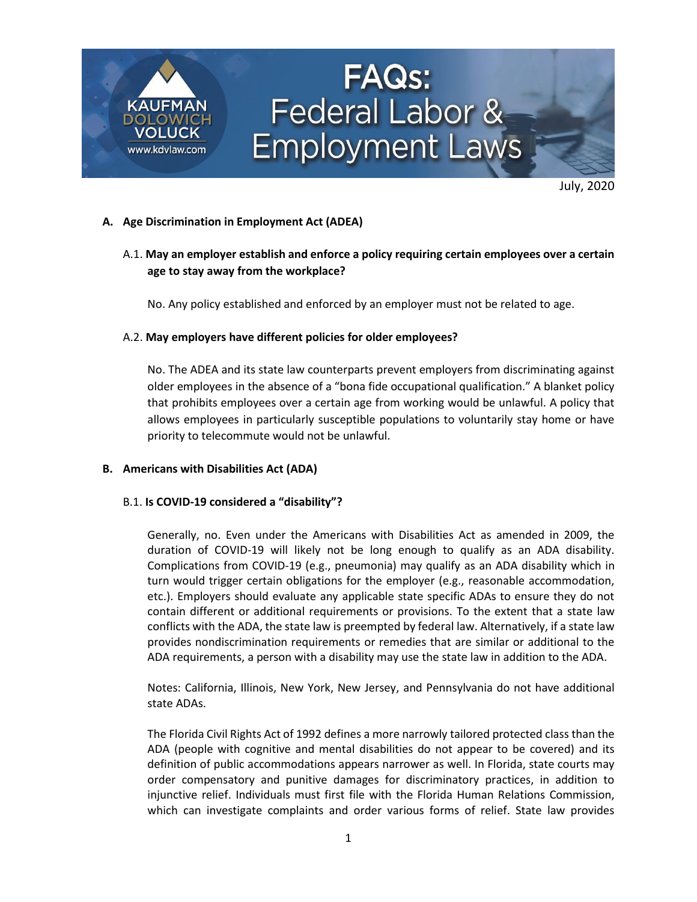# FAQs: Federal Labor & Employment Laws

KAUFMAN DOLOWICH VOLUCK
www.kdvlaw.com

July, 2020

## A. Age Discrimination in Employment Act (ADEA)

### A.1. May an employer establish and enforce a policy requiring certain employees over a certain age to stay away from the workplace?

No. Any policy established and enforced by an employer must not be related to age.

### A.2. May employers have different policies for older employees?

No. The ADEA and its state law counterparts prevent employers from discriminating against older employees in the absence of a "bona fide occupational qualification." A blanket policy that prohibits employees over a certain age from working would be unlawful. A policy that allows employees in particularly susceptible populations to voluntarily stay home or have priority to telecommute would not be unlawful.

## B. Americans with Disabilities Act (ADA)

### B.1. Is COVID-19 considered a "disability"?

Generally, no. Even under the Americans with Disabilities Act as amended in 2009, the duration of COVID-19 will likely not be long enough to qualify as an ADA disability. Complications from COVID-19 (e.g., pneumonia) may qualify as an ADA disability which in turn would trigger certain obligations for the employer (e.g., reasonable accommodation, etc.). Employers should evaluate any applicable state specific ADAs to ensure they do not contain different or additional requirements or provisions. To the extent that a state law conflicts with the ADA, the state law is preempted by federal law. Alternatively, if a state law provides nondiscrimination requirements or remedies that are similar or additional to the ADA requirements, a person with a disability may use the state law in addition to the ADA.

Notes: California, Illinois, New York, New Jersey, and Pennsylvania do not have additional state ADAs.

The Florida Civil Rights Act of 1992 defines a more narrowly tailored protected class than the ADA (people with cognitive and mental disabilities do not appear to be covered) and its definition of public accommodations appears narrower as well. In Florida, state courts may order compensatory and punitive damages for discriminatory practices, in addition to injunctive relief. Individuals must first file with the Florida Human Relations Commission, which can investigate complaints and order various forms of relief. State law provides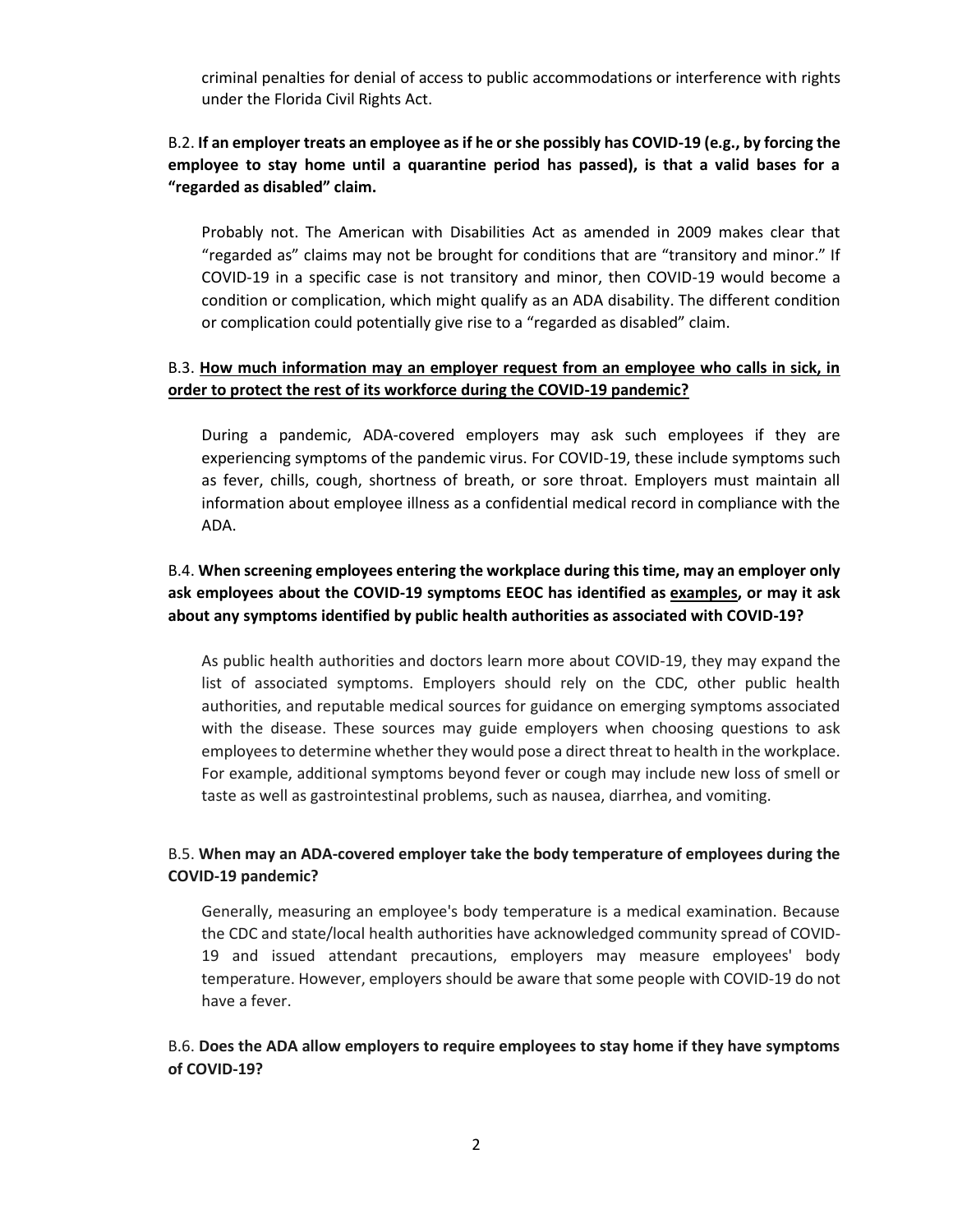criminal penalties for denial of access to public accommodations or interference with rights under the Florida Civil Rights Act.

B.2. **If an employer treats an employee as if he or she possibly has COVID-19 (e.g., by forcing the employee to stay home until a quarantine period has passed), is that a valid bases for a "regarded as disabled" claim.**

Probably not. The American with Disabilities Act as amended in 2009 makes clear that "regarded as" claims may not be brought for conditions that are "transitory and minor." If COVID-19 in a specific case is not transitory and minor, then COVID-19 would become a condition or complication, which might qualify as an ADA disability. The different condition or complication could potentially give rise to a "regarded as disabled" claim.

B.3. **How much information may an employer request from an employee who calls in sick, in order to protect the rest of its workforce during the COVID-19 pandemic?**

During a pandemic, ADA-covered employers may ask such employees if they are experiencing symptoms of the pandemic virus. For COVID-19, these include symptoms such as fever, chills, cough, shortness of breath, or sore throat. Employers must maintain all information about employee illness as a confidential medical record in compliance with the ADA.

B.4. **When screening employees entering the workplace during this time, may an employer only ask employees about the COVID-19 symptoms EEOC has identified as examples, or may it ask about any symptoms identified by public health authorities as associated with COVID-19?**

As public health authorities and doctors learn more about COVID-19, they may expand the list of associated symptoms. Employers should rely on the CDC, other public health authorities, and reputable medical sources for guidance on emerging symptoms associated with the disease. These sources may guide employers when choosing questions to ask employees to determine whether they would pose a direct threat to health in the workplace. For example, additional symptoms beyond fever or cough may include new loss of smell or taste as well as gastrointestinal problems, such as nausea, diarrhea, and vomiting.

B.5. **When may an ADA-covered employer take the body temperature of employees during the COVID-19 pandemic?**

Generally, measuring an employee's body temperature is a medical examination. Because the CDC and state/local health authorities have acknowledged community spread of COVID-19 and issued attendant precautions, employers may measure employees' body temperature. However, employers should be aware that some people with COVID-19 do not have a fever.

B.6. **Does the ADA allow employers to require employees to stay home if they have symptoms of COVID-19?**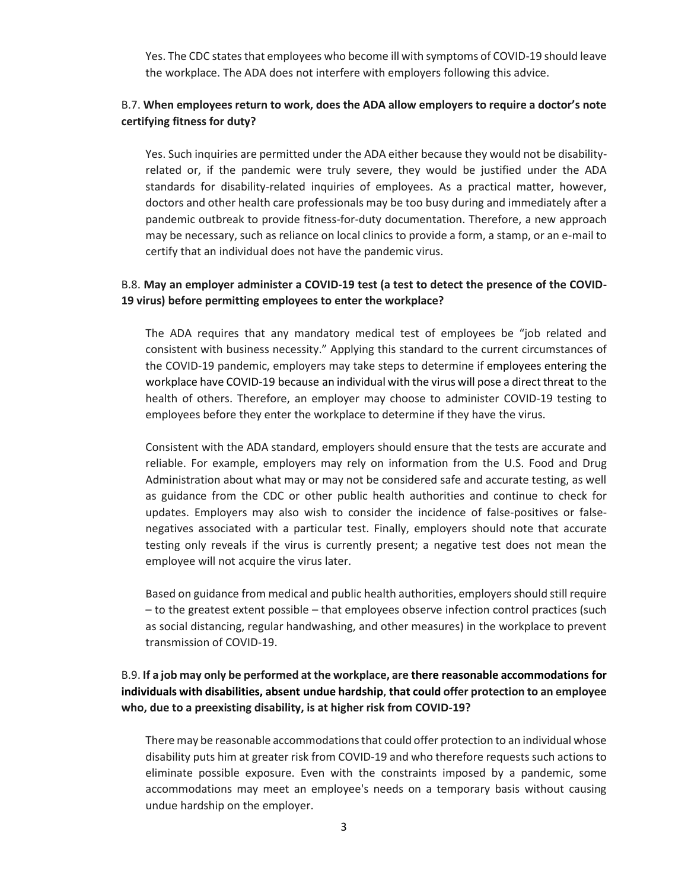Yes. The CDC states that employees who become ill with symptoms of COVID-19 should leave the workplace. The ADA does not interfere with employers following this advice.

B.7. **When employees return to work, does the ADA allow employers to require a doctor's note certifying fitness for duty?**

Yes. Such inquiries are permitted under the ADA either because they would not be disability-related or, if the pandemic were truly severe, they would be justified under the ADA standards for disability-related inquiries of employees. As a practical matter, however, doctors and other health care professionals may be too busy during and immediately after a pandemic outbreak to provide fitness-for-duty documentation. Therefore, a new approach may be necessary, such as reliance on local clinics to provide a form, a stamp, or an e-mail to certify that an individual does not have the pandemic virus.

B.8. **May an employer administer a COVID-19 test (a test to detect the presence of the COVID-19 virus) before permitting employees to enter the workplace?**

The ADA requires that any mandatory medical test of employees be "job related and consistent with business necessity." Applying this standard to the current circumstances of the COVID-19 pandemic, employers may take steps to determine if employees entering the workplace have COVID-19 because an individual with the virus will pose a direct threat to the health of others. Therefore, an employer may choose to administer COVID-19 testing to employees before they enter the workplace to determine if they have the virus.

Consistent with the ADA standard, employers should ensure that the tests are accurate and reliable. For example, employers may rely on information from the U.S. Food and Drug Administration about what may or may not be considered safe and accurate testing, as well as guidance from the CDC or other public health authorities and continue to check for updates. Employers may also wish to consider the incidence of false-positives or false-negatives associated with a particular test. Finally, employers should note that accurate testing only reveals if the virus is currently present; a negative test does not mean the employee will not acquire the virus later.

Based on guidance from medical and public health authorities, employers should still require – to the greatest extent possible – that employees observe infection control practices (such as social distancing, regular handwashing, and other measures) in the workplace to prevent transmission of COVID-19.

B.9. **If a job may only be performed at the workplace, are there reasonable accommodations for individuals with disabilities, absent undue hardship, that could offer protection to an employee who, due to a preexisting disability, is at higher risk from COVID-19?**

There may be reasonable accommodations that could offer protection to an individual whose disability puts him at greater risk from COVID-19 and who therefore requests such actions to eliminate possible exposure. Even with the constraints imposed by a pandemic, some accommodations may meet an employee's needs on a temporary basis without causing undue hardship on the employer.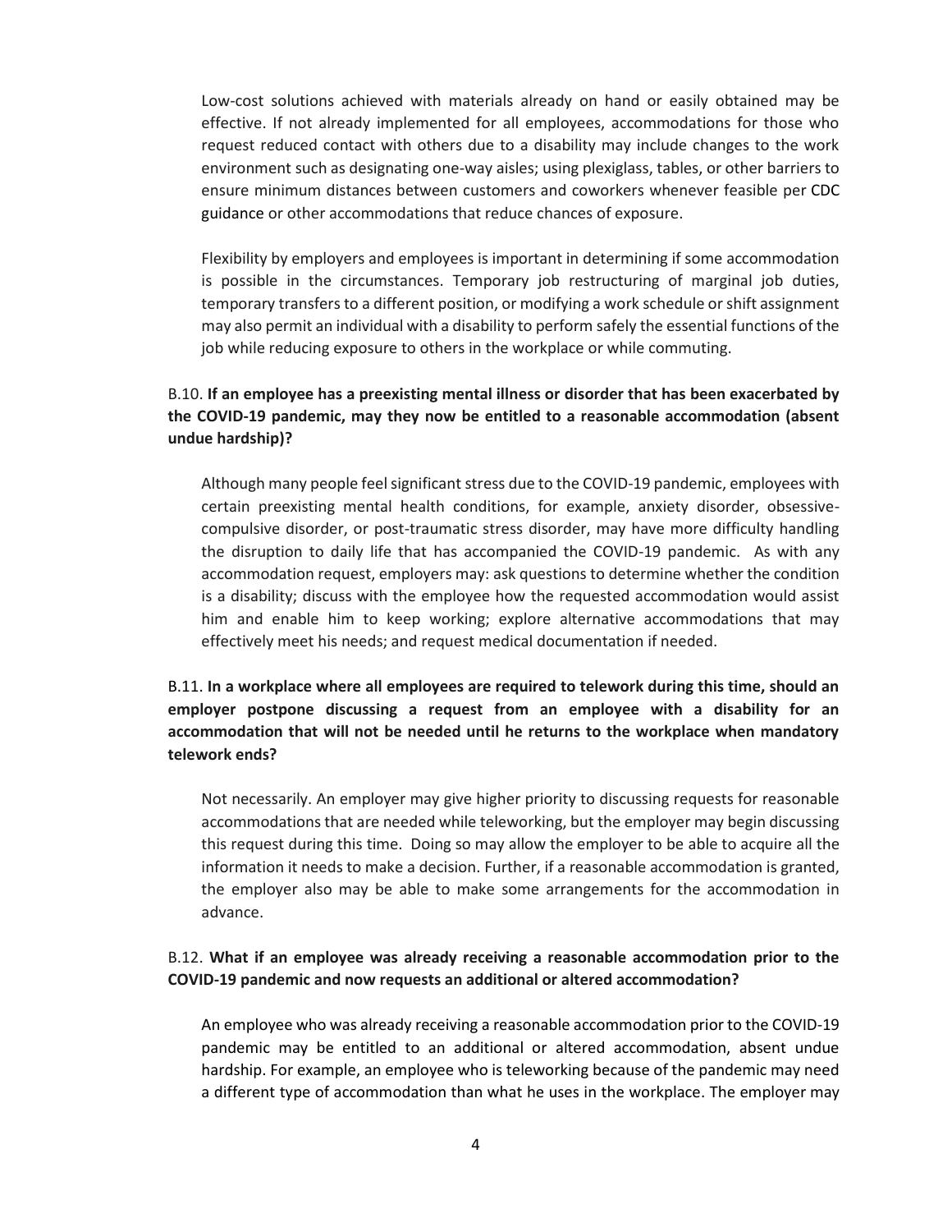Low-cost solutions achieved with materials already on hand or easily obtained may be effective. If not already implemented for all employees, accommodations for those who request reduced contact with others due to a disability may include changes to the work environment such as designating one-way aisles; using plexiglass, tables, or other barriers to ensure minimum distances between customers and coworkers whenever feasible per CDC guidance or other accommodations that reduce chances of exposure.

Flexibility by employers and employees is important in determining if some accommodation is possible in the circumstances. Temporary job restructuring of marginal job duties, temporary transfers to a different position, or modifying a work schedule or shift assignment may also permit an individual with a disability to perform safely the essential functions of the job while reducing exposure to others in the workplace or while commuting.

B.10. **If an employee has a preexisting mental illness or disorder that has been exacerbated by the COVID-19 pandemic, may they now be entitled to a reasonable accommodation (absent undue hardship)?**

Although many people feel significant stress due to the COVID-19 pandemic, employees with certain preexisting mental health conditions, for example, anxiety disorder, obsessive-compulsive disorder, or post-traumatic stress disorder, may have more difficulty handling the disruption to daily life that has accompanied the COVID-19 pandemic. As with any accommodation request, employers may: ask questions to determine whether the condition is a disability; discuss with the employee how the requested accommodation would assist him and enable him to keep working; explore alternative accommodations that may effectively meet his needs; and request medical documentation if needed.

B.11. **In a workplace where all employees are required to telework during this time, should an employer postpone discussing a request from an employee with a disability for an accommodation that will not be needed until he returns to the workplace when mandatory telework ends?**

Not necessarily. An employer may give higher priority to discussing requests for reasonable accommodations that are needed while teleworking, but the employer may begin discussing this request during this time. Doing so may allow the employer to be able to acquire all the information it needs to make a decision. Further, if a reasonable accommodation is granted, the employer also may be able to make some arrangements for the accommodation in advance.

B.12. **What if an employee was already receiving a reasonable accommodation prior to the COVID-19 pandemic and now requests an additional or altered accommodation?**

An employee who was already receiving a reasonable accommodation prior to the COVID-19 pandemic may be entitled to an additional or altered accommodation, absent undue hardship. For example, an employee who is teleworking because of the pandemic may need a different type of accommodation than what he uses in the workplace. The employer may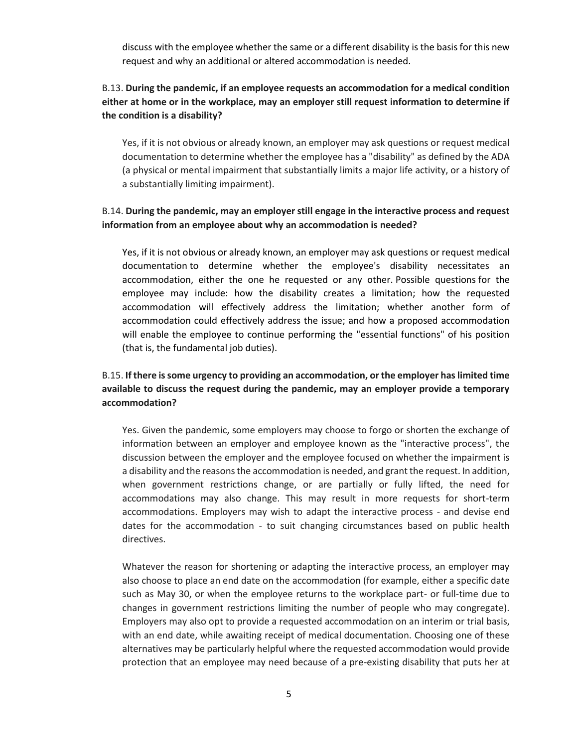discuss with the employee whether the same or a different disability is the basis for this new request and why an additional or altered accommodation is needed.

B.13. **During the pandemic, if an employee requests an accommodation for a medical condition either at home or in the workplace, may an employer still request information to determine if the condition is a disability?**

Yes, if it is not obvious or already known, an employer may ask questions or request medical documentation to determine whether the employee has a "disability" as defined by the ADA (a physical or mental impairment that substantially limits a major life activity, or a history of a substantially limiting impairment).

B.14. **During the pandemic, may an employer still engage in the interactive process and request information from an employee about why an accommodation is needed?**

Yes, if it is not obvious or already known, an employer may ask questions or request medical documentation to determine whether the employee's disability necessitates an accommodation, either the one he requested or any other. Possible questions for the employee may include: how the disability creates a limitation; how the requested accommodation will effectively address the limitation; whether another form of accommodation could effectively address the issue; and how a proposed accommodation will enable the employee to continue performing the "essential functions" of his position (that is, the fundamental job duties).

B.15. **If there is some urgency to providing an accommodation, or the employer has limited time available to discuss the request during the pandemic, may an employer provide a temporary accommodation?**

Yes. Given the pandemic, some employers may choose to forgo or shorten the exchange of information between an employer and employee known as the "interactive process", the discussion between the employer and the employee focused on whether the impairment is a disability and the reasons the accommodation is needed, and grant the request. In addition, when government restrictions change, or are partially or fully lifted, the need for accommodations may also change. This may result in more requests for short-term accommodations. Employers may wish to adapt the interactive process - and devise end dates for the accommodation - to suit changing circumstances based on public health directives.

Whatever the reason for shortening or adapting the interactive process, an employer may also choose to place an end date on the accommodation (for example, either a specific date such as May 30, or when the employee returns to the workplace part- or full-time due to changes in government restrictions limiting the number of people who may congregate). Employers may also opt to provide a requested accommodation on an interim or trial basis, with an end date, while awaiting receipt of medical documentation. Choosing one of these alternatives may be particularly helpful where the requested accommodation would provide protection that an employee may need because of a pre-existing disability that puts her at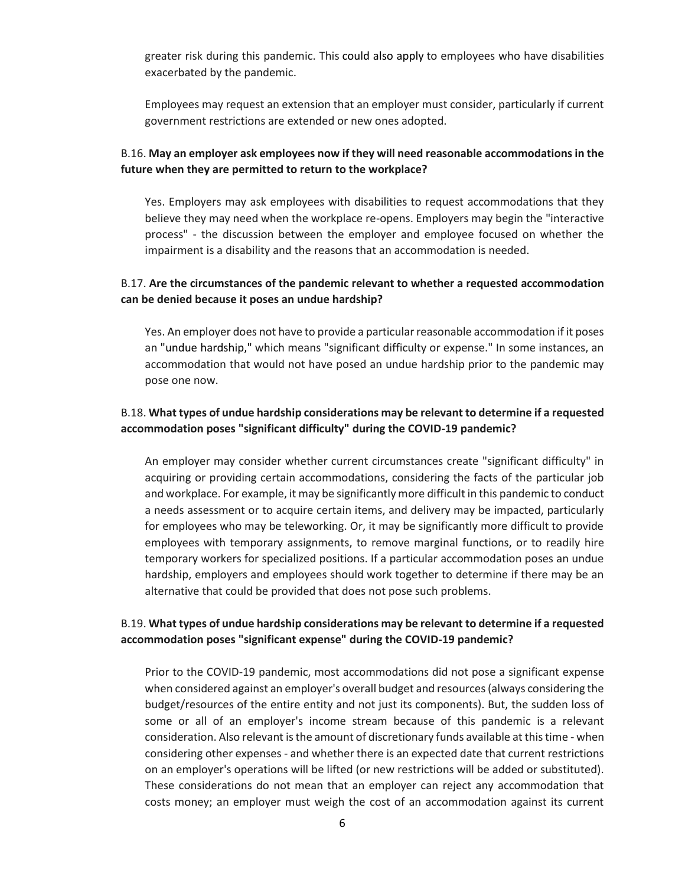greater risk during this pandemic. This could also apply to employees who have disabilities exacerbated by the pandemic.

Employees may request an extension that an employer must consider, particularly if current government restrictions are extended or new ones adopted.

B.16. **May an employer ask employees now if they will need reasonable accommodations in the future when they are permitted to return to the workplace?**

Yes. Employers may ask employees with disabilities to request accommodations that they believe they may need when the workplace re-opens. Employers may begin the "interactive process" - the discussion between the employer and employee focused on whether the impairment is a disability and the reasons that an accommodation is needed.

B.17. **Are the circumstances of the pandemic relevant to whether a requested accommodation can be denied because it poses an undue hardship?**

Yes. An employer does not have to provide a particular reasonable accommodation if it poses an "undue hardship," which means "significant difficulty or expense." In some instances, an accommodation that would not have posed an undue hardship prior to the pandemic may pose one now.

B.18. **What types of undue hardship considerations may be relevant to determine if a requested accommodation poses "significant difficulty" during the COVID-19 pandemic?**

An employer may consider whether current circumstances create "significant difficulty" in acquiring or providing certain accommodations, considering the facts of the particular job and workplace. For example, it may be significantly more difficult in this pandemic to conduct a needs assessment or to acquire certain items, and delivery may be impacted, particularly for employees who may be teleworking. Or, it may be significantly more difficult to provide employees with temporary assignments, to remove marginal functions, or to readily hire temporary workers for specialized positions. If a particular accommodation poses an undue hardship, employers and employees should work together to determine if there may be an alternative that could be provided that does not pose such problems.

B.19. **What types of undue hardship considerations may be relevant to determine if a requested accommodation poses "significant expense" during the COVID-19 pandemic?**

Prior to the COVID-19 pandemic, most accommodations did not pose a significant expense when considered against an employer's overall budget and resources (always considering the budget/resources of the entire entity and not just its components). But, the sudden loss of some or all of an employer's income stream because of this pandemic is a relevant consideration. Also relevant is the amount of discretionary funds available at this time - when considering other expenses - and whether there is an expected date that current restrictions on an employer's operations will be lifted (or new restrictions will be added or substituted). These considerations do not mean that an employer can reject any accommodation that costs money; an employer must weigh the cost of an accommodation against its current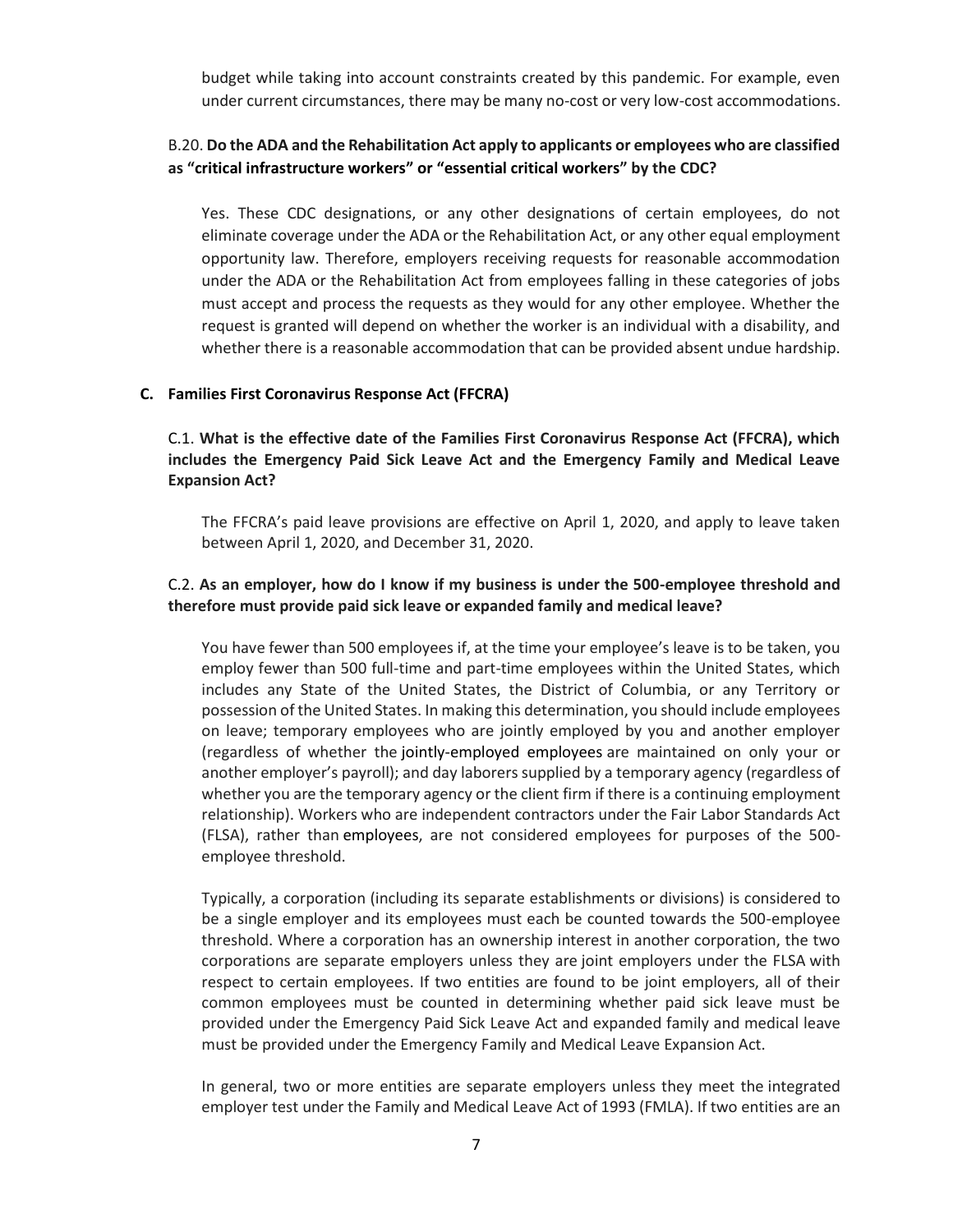budget while taking into account constraints created by this pandemic. For example, even under current circumstances, there may be many no-cost or very low-cost accommodations.

B.20. **Do the ADA and the Rehabilitation Act apply to applicants or employees who are classified as "critical infrastructure workers" or "essential critical workers" by the CDC?**

Yes. These CDC designations, or any other designations of certain employees, do not eliminate coverage under the ADA or the Rehabilitation Act, or any other equal employment opportunity law. Therefore, employers receiving requests for reasonable accommodation under the ADA or the Rehabilitation Act from employees falling in these categories of jobs must accept and process the requests as they would for any other employee. Whether the request is granted will depend on whether the worker is an individual with a disability, and whether there is a reasonable accommodation that can be provided absent undue hardship.

## C. Families First Coronavirus Response Act (FFCRA)

C.1. **What is the effective date of the Families First Coronavirus Response Act (FFCRA), which includes the Emergency Paid Sick Leave Act and the Emergency Family and Medical Leave Expansion Act?**

The FFCRA's paid leave provisions are effective on April 1, 2020, and apply to leave taken between April 1, 2020, and December 31, 2020.

C.2. **As an employer, how do I know if my business is under the 500-employee threshold and therefore must provide paid sick leave or expanded family and medical leave?**

You have fewer than 500 employees if, at the time your employee's leave is to be taken, you employ fewer than 500 full-time and part-time employees within the United States, which includes any State of the United States, the District of Columbia, or any Territory or possession of the United States. In making this determination, you should include employees on leave; temporary employees who are jointly employed by you and another employer (regardless of whether the jointly-employed employees are maintained on only your or another employer's payroll); and day laborers supplied by a temporary agency (regardless of whether you are the temporary agency or the client firm if there is a continuing employment relationship). Workers who are independent contractors under the Fair Labor Standards Act (FLSA), rather than employees, are not considered employees for purposes of the 500-employee threshold.

Typically, a corporation (including its separate establishments or divisions) is considered to be a single employer and its employees must each be counted towards the 500-employee threshold. Where a corporation has an ownership interest in another corporation, the two corporations are separate employers unless they are joint employers under the FLSA with respect to certain employees. If two entities are found to be joint employers, all of their common employees must be counted in determining whether paid sick leave must be provided under the Emergency Paid Sick Leave Act and expanded family and medical leave must be provided under the Emergency Family and Medical Leave Expansion Act.

In general, two or more entities are separate employers unless they meet the integrated employer test under the Family and Medical Leave Act of 1993 (FMLA). If two entities are an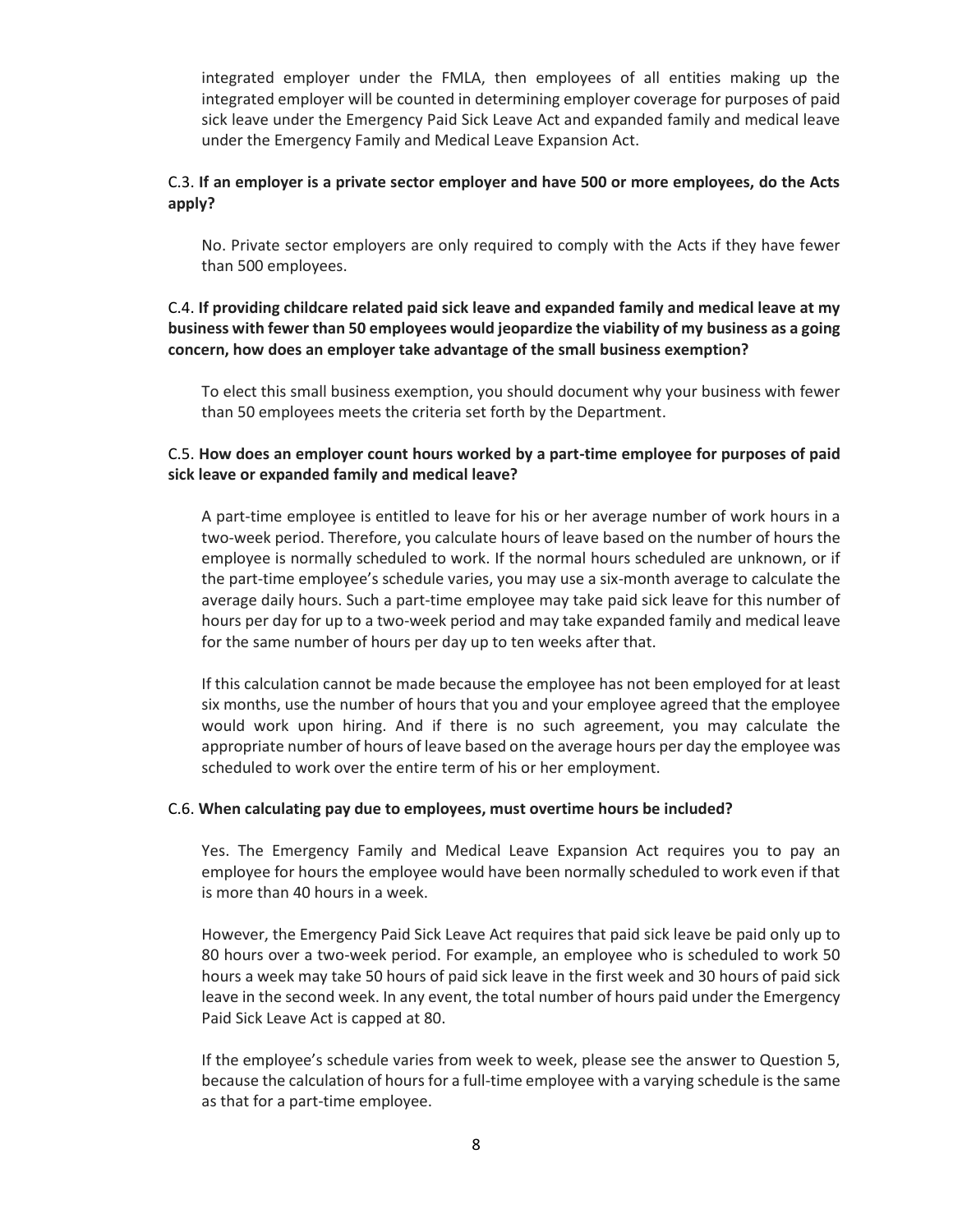integrated employer under the FMLA, then employees of all entities making up the integrated employer will be counted in determining employer coverage for purposes of paid sick leave under the Emergency Paid Sick Leave Act and expanded family and medical leave under the Emergency Family and Medical Leave Expansion Act.

C.3. **If an employer is a private sector employer and have 500 or more employees, do the Acts apply?**

No. Private sector employers are only required to comply with the Acts if they have fewer than 500 employees.

C.4. **If providing childcare related paid sick leave and expanded family and medical leave at my business with fewer than 50 employees would jeopardize the viability of my business as a going concern, how does an employer take advantage of the small business exemption?**

To elect this small business exemption, you should document why your business with fewer than 50 employees meets the criteria set forth by the Department.

C.5. **How does an employer count hours worked by a part-time employee for purposes of paid sick leave or expanded family and medical leave?**

A part-time employee is entitled to leave for his or her average number of work hours in a two-week period. Therefore, you calculate hours of leave based on the number of hours the employee is normally scheduled to work. If the normal hours scheduled are unknown, or if the part-time employee's schedule varies, you may use a six-month average to calculate the average daily hours. Such a part-time employee may take paid sick leave for this number of hours per day for up to a two-week period and may take expanded family and medical leave for the same number of hours per day up to ten weeks after that.

If this calculation cannot be made because the employee has not been employed for at least six months, use the number of hours that you and your employee agreed that the employee would work upon hiring. And if there is no such agreement, you may calculate the appropriate number of hours of leave based on the average hours per day the employee was scheduled to work over the entire term of his or her employment.

C.6. **When calculating pay due to employees, must overtime hours be included?**

Yes. The Emergency Family and Medical Leave Expansion Act requires you to pay an employee for hours the employee would have been normally scheduled to work even if that is more than 40 hours in a week.

However, the Emergency Paid Sick Leave Act requires that paid sick leave be paid only up to 80 hours over a two-week period. For example, an employee who is scheduled to work 50 hours a week may take 50 hours of paid sick leave in the first week and 30 hours of paid sick leave in the second week. In any event, the total number of hours paid under the Emergency Paid Sick Leave Act is capped at 80.

If the employee's schedule varies from week to week, please see the answer to Question 5, because the calculation of hours for a full-time employee with a varying schedule is the same as that for a part-time employee.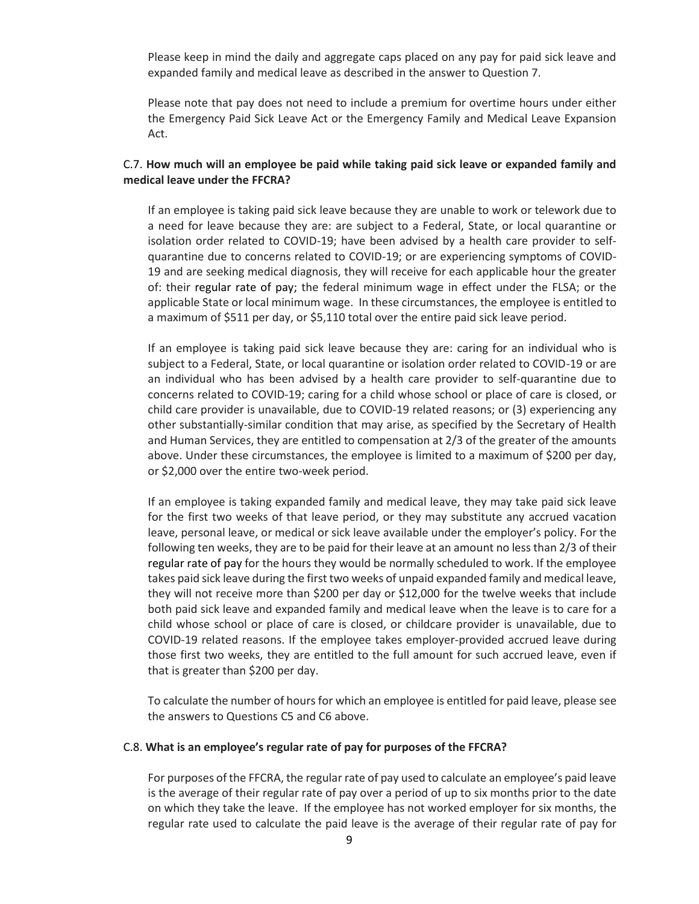Please keep in mind the daily and aggregate caps placed on any pay for paid sick leave and expanded family and medical leave as described in the answer to Question 7.

Please note that pay does not need to include a premium for overtime hours under either the Emergency Paid Sick Leave Act or the Emergency Family and Medical Leave Expansion Act.

### C.7. **How much will an employee be paid while taking paid sick leave or expanded family and medical leave under the FFCRA?**

If an employee is taking paid sick leave because they are unable to work or telework due to a need for leave because they are: are subject to a Federal, State, or local quarantine or isolation order related to COVID-19; have been advised by a health care provider to self-quarantine due to concerns related to COVID-19; or are experiencing symptoms of COVID-19 and are seeking medical diagnosis, they will receive for each applicable hour the greater of: their regular rate of pay; the federal minimum wage in effect under the FLSA; or the applicable State or local minimum wage. In these circumstances, the employee is entitled to a maximum of $511 per day, or $5,110 total over the entire paid sick leave period.

If an employee is taking paid sick leave because they are: caring for an individual who is subject to a Federal, State, or local quarantine or isolation order related to COVID-19 or are an individual who has been advised by a health care provider to self-quarantine due to concerns related to COVID-19; caring for a child whose school or place of care is closed, or child care provider is unavailable, due to COVID-19 related reasons; or (3) experiencing any other substantially-similar condition that may arise, as specified by the Secretary of Health and Human Services, they are entitled to compensation at 2/3 of the greater of the amounts above. Under these circumstances, the employee is limited to a maximum of $200 per day, or $2,000 over the entire two-week period.

If an employee is taking expanded family and medical leave, they may take paid sick leave for the first two weeks of that leave period, or they may substitute any accrued vacation leave, personal leave, or medical or sick leave available under the employer's policy. For the following ten weeks, they are to be paid for their leave at an amount no less than 2/3 of their regular rate of pay for the hours they would be normally scheduled to work. If the employee takes paid sick leave during the first two weeks of unpaid expanded family and medical leave, they will not receive more than $200 per day or $12,000 for the twelve weeks that include both paid sick leave and expanded family and medical leave when the leave is to care for a child whose school or place of care is closed, or childcare provider is unavailable, due to COVID-19 related reasons. If the employee takes employer-provided accrued leave during those first two weeks, they are entitled to the full amount for such accrued leave, even if that is greater than $200 per day.

To calculate the number of hours for which an employee is entitled for paid leave, please see the answers to Questions C5 and C6 above.

### C.8. **What is an employee's regular rate of pay for purposes of the FFCRA?**

For purposes of the FFCRA, the regular rate of pay used to calculate an employee's paid leave is the average of their regular rate of pay over a period of up to six months prior to the date on which they take the leave. If the employee has not worked employer for six months, the regular rate used to calculate the paid leave is the average of their regular rate of pay for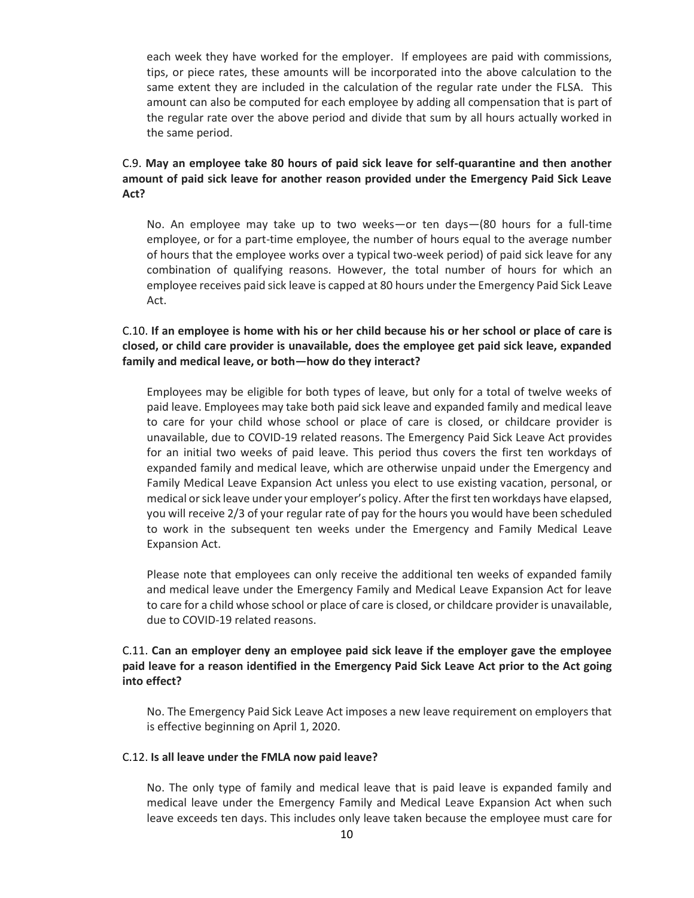each week they have worked for the employer. If employees are paid with commissions, tips, or piece rates, these amounts will be incorporated into the above calculation to the same extent they are included in the calculation of the regular rate under the FLSA. This amount can also be computed for each employee by adding all compensation that is part of the regular rate over the above period and divide that sum by all hours actually worked in the same period.

C.9. **May an employee take 80 hours of paid sick leave for self-quarantine and then another amount of paid sick leave for another reason provided under the Emergency Paid Sick Leave Act?**

No. An employee may take up to two weeks—or ten days—(80 hours for a full-time employee, or for a part-time employee, the number of hours equal to the average number of hours that the employee works over a typical two-week period) of paid sick leave for any combination of qualifying reasons. However, the total number of hours for which an employee receives paid sick leave is capped at 80 hours under the Emergency Paid Sick Leave Act.

C.10. **If an employee is home with his or her child because his or her school or place of care is closed, or child care provider is unavailable, does the employee get paid sick leave, expanded family and medical leave, or both—how do they interact?**

Employees may be eligible for both types of leave, but only for a total of twelve weeks of paid leave. Employees may take both paid sick leave and expanded family and medical leave to care for your child whose school or place of care is closed, or childcare provider is unavailable, due to COVID-19 related reasons. The Emergency Paid Sick Leave Act provides for an initial two weeks of paid leave. This period thus covers the first ten workdays of expanded family and medical leave, which are otherwise unpaid under the Emergency and Family Medical Leave Expansion Act unless you elect to use existing vacation, personal, or medical or sick leave under your employer's policy. After the first ten workdays have elapsed, you will receive 2/3 of your regular rate of pay for the hours you would have been scheduled to work in the subsequent ten weeks under the Emergency and Family Medical Leave Expansion Act.

Please note that employees can only receive the additional ten weeks of expanded family and medical leave under the Emergency Family and Medical Leave Expansion Act for leave to care for a child whose school or place of care is closed, or childcare provider is unavailable, due to COVID-19 related reasons.

C.11. **Can an employer deny an employee paid sick leave if the employer gave the employee paid leave for a reason identified in the Emergency Paid Sick Leave Act prior to the Act going into effect?**

No. The Emergency Paid Sick Leave Act imposes a new leave requirement on employers that is effective beginning on April 1, 2020.

C.12. **Is all leave under the FMLA now paid leave?**

No. The only type of family and medical leave that is paid leave is expanded family and medical leave under the Emergency Family and Medical Leave Expansion Act when such leave exceeds ten days. This includes only leave taken because the employee must care for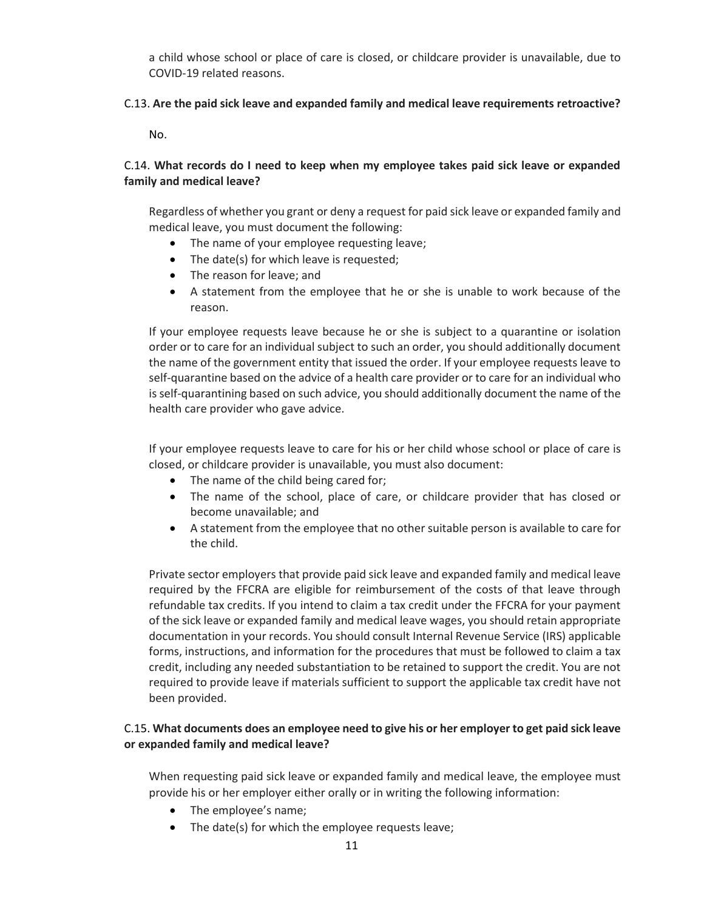a child whose school or place of care is closed, or childcare provider is unavailable, due to COVID-19 related reasons.

C.13. **Are the paid sick leave and expanded family and medical leave requirements retroactive?**

No.

C.14. **What records do I need to keep when my employee takes paid sick leave or expanded family and medical leave?**

Regardless of whether you grant or deny a request for paid sick leave or expanded family and medical leave, you must document the following:

- The name of your employee requesting leave;
- The date(s) for which leave is requested;
- The reason for leave; and
- A statement from the employee that he or she is unable to work because of the reason.

If your employee requests leave because he or she is subject to a quarantine or isolation order or to care for an individual subject to such an order, you should additionally document the name of the government entity that issued the order. If your employee requests leave to self-quarantine based on the advice of a health care provider or to care for an individual who is self-quarantining based on such advice, you should additionally document the name of the health care provider who gave advice.

If your employee requests leave to care for his or her child whose school or place of care is closed, or childcare provider is unavailable, you must also document:

- The name of the child being cared for;
- The name of the school, place of care, or childcare provider that has closed or become unavailable; and
- A statement from the employee that no other suitable person is available to care for the child.

Private sector employers that provide paid sick leave and expanded family and medical leave required by the FFCRA are eligible for reimbursement of the costs of that leave through refundable tax credits. If you intend to claim a tax credit under the FFCRA for your payment of the sick leave or expanded family and medical leave wages, you should retain appropriate documentation in your records. You should consult Internal Revenue Service (IRS) applicable forms, instructions, and information for the procedures that must be followed to claim a tax credit, including any needed substantiation to be retained to support the credit. You are not required to provide leave if materials sufficient to support the applicable tax credit have not been provided.

C.15. **What documents does an employee need to give his or her employer to get paid sick leave or expanded family and medical leave?**

When requesting paid sick leave or expanded family and medical leave, the employee must provide his or her employer either orally or in writing the following information:

- The employee's name;
- The date(s) for which the employee requests leave;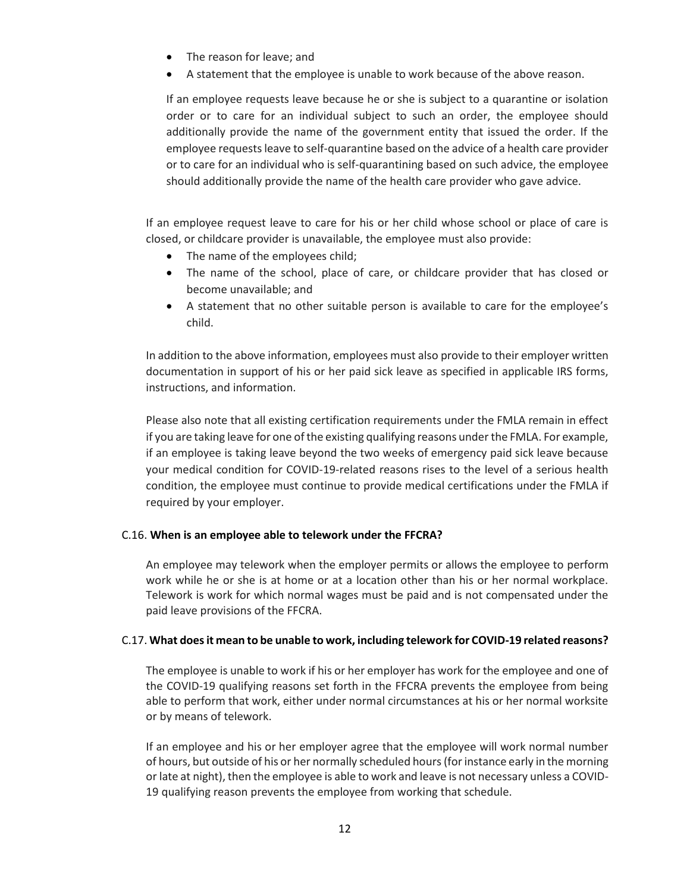- The reason for leave; and
- A statement that the employee is unable to work because of the above reason.

If an employee requests leave because he or she is subject to a quarantine or isolation order or to care for an individual subject to such an order, the employee should additionally provide the name of the government entity that issued the order. If the employee requests leave to self-quarantine based on the advice of a health care provider or to care for an individual who is self-quarantining based on such advice, the employee should additionally provide the name of the health care provider who gave advice.

If an employee request leave to care for his or her child whose school or place of care is closed, or childcare provider is unavailable, the employee must also provide:

- The name of the employees child;
- The name of the school, place of care, or childcare provider that has closed or become unavailable; and
- A statement that no other suitable person is available to care for the employee's child.

In addition to the above information, employees must also provide to their employer written documentation in support of his or her paid sick leave as specified in applicable IRS forms, instructions, and information.

Please also note that all existing certification requirements under the FMLA remain in effect if you are taking leave for one of the existing qualifying reasons under the FMLA. For example, if an employee is taking leave beyond the two weeks of emergency paid sick leave because your medical condition for COVID-19-related reasons rises to the level of a serious health condition, the employee must continue to provide medical certifications under the FMLA if required by your employer.

### C.16. **When is an employee able to telework under the FFCRA?**

An employee may telework when the employer permits or allows the employee to perform work while he or she is at home or at a location other than his or her normal workplace. Telework is work for which normal wages must be paid and is not compensated under the paid leave provisions of the FFCRA.

### C.17. **What does it mean to be unable to work, including telework for COVID-19 related reasons?**

The employee is unable to work if his or her employer has work for the employee and one of the COVID-19 qualifying reasons set forth in the FFCRA prevents the employee from being able to perform that work, either under normal circumstances at his or her normal worksite or by means of telework.

If an employee and his or her employer agree that the employee will work normal number of hours, but outside of his or her normally scheduled hours (for instance early in the morning or late at night), then the employee is able to work and leave is not necessary unless a COVID-19 qualifying reason prevents the employee from working that schedule.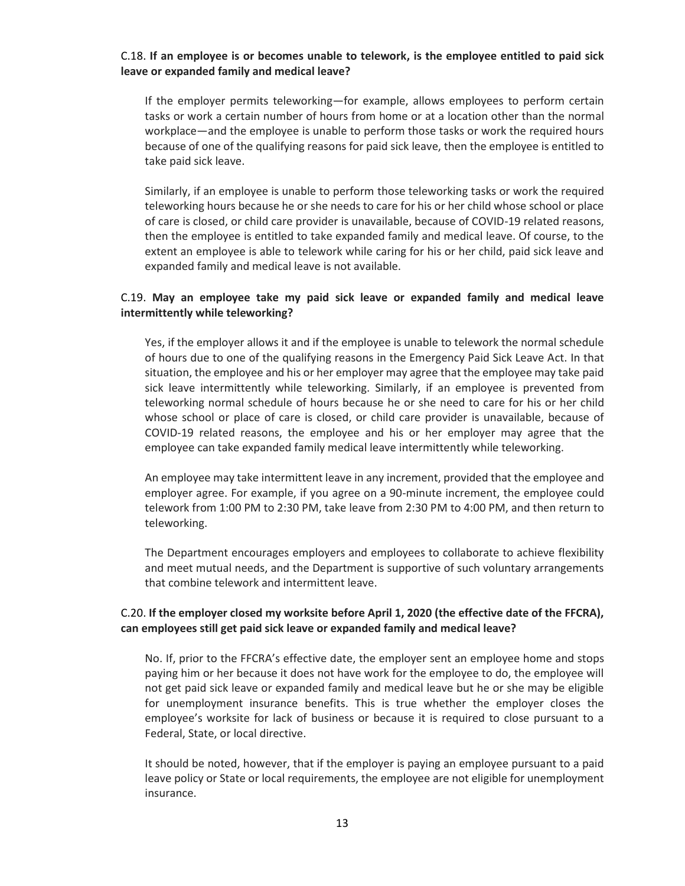C.18. **If an employee is or becomes unable to telework, is the employee entitled to paid sick leave or expanded family and medical leave?**

If the employer permits teleworking—for example, allows employees to perform certain tasks or work a certain number of hours from home or at a location other than the normal workplace—and the employee is unable to perform those tasks or work the required hours because of one of the qualifying reasons for paid sick leave, then the employee is entitled to take paid sick leave.

Similarly, if an employee is unable to perform those teleworking tasks or work the required teleworking hours because he or she needs to care for his or her child whose school or place of care is closed, or child care provider is unavailable, because of COVID-19 related reasons, then the employee is entitled to take expanded family and medical leave. Of course, to the extent an employee is able to telework while caring for his or her child, paid sick leave and expanded family and medical leave is not available.

C.19. **May an employee take my paid sick leave or expanded family and medical leave intermittently while teleworking?**

Yes, if the employer allows it and if the employee is unable to telework the normal schedule of hours due to one of the qualifying reasons in the Emergency Paid Sick Leave Act. In that situation, the employee and his or her employer may agree that the employee may take paid sick leave intermittently while teleworking. Similarly, if an employee is prevented from teleworking normal schedule of hours because he or she need to care for his or her child whose school or place of care is closed, or child care provider is unavailable, because of COVID-19 related reasons, the employee and his or her employer may agree that the employee can take expanded family medical leave intermittently while teleworking.

An employee may take intermittent leave in any increment, provided that the employee and employer agree. For example, if you agree on a 90-minute increment, the employee could telework from 1:00 PM to 2:30 PM, take leave from 2:30 PM to 4:00 PM, and then return to teleworking.

The Department encourages employers and employees to collaborate to achieve flexibility and meet mutual needs, and the Department is supportive of such voluntary arrangements that combine telework and intermittent leave.

C.20. **If the employer closed my worksite before April 1, 2020 (the effective date of the FFCRA), can employees still get paid sick leave or expanded family and medical leave?**

No. If, prior to the FFCRA's effective date, the employer sent an employee home and stops paying him or her because it does not have work for the employee to do, the employee will not get paid sick leave or expanded family and medical leave but he or she may be eligible for unemployment insurance benefits. This is true whether the employer closes the employee's worksite for lack of business or because it is required to close pursuant to a Federal, State, or local directive.

It should be noted, however, that if the employer is paying an employee pursuant to a paid leave policy or State or local requirements, the employee are not eligible for unemployment insurance.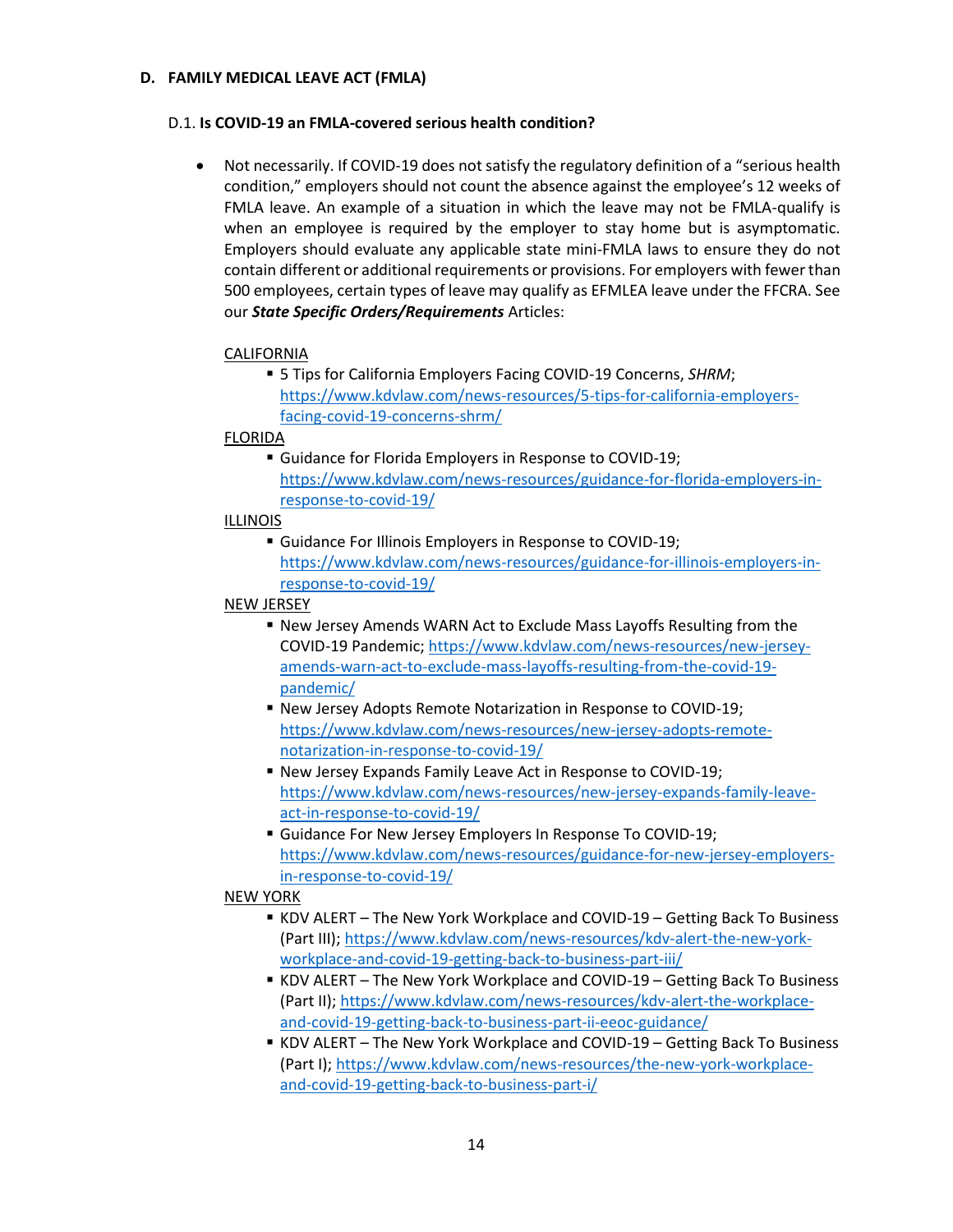## D. FAMILY MEDICAL LEAVE ACT (FMLA)

### D.1. **Is COVID-19 an FMLA-covered serious health condition?**

- Not necessarily. If COVID-19 does not satisfy the regulatory definition of a "serious health condition," employers should not count the absence against the employee's 12 weeks of FMLA leave. An example of a situation in which the leave may not be FMLA-qualify is when an employee is required by the employer to stay home but is asymptomatic. Employers should evaluate any applicable state mini-FMLA laws to ensure they do not contain different or additional requirements or provisions. For employers with fewer than 500 employees, certain types of leave may qualify as EFMLEA leave under the FFCRA. See our ***State Specific Orders/Requirements*** Articles:

  CALIFORNIA
  - 5 Tips for California Employers Facing COVID-19 Concerns, *SHRM*; https://www.kdvlaw.com/news-resources/5-tips-for-california-employers-facing-covid-19-concerns-shrm/

  FLORIDA
  - Guidance for Florida Employers in Response to COVID-19; https://www.kdvlaw.com/news-resources/guidance-for-florida-employers-in-response-to-covid-19/

  ILLINOIS
  - Guidance For Illinois Employers in Response to COVID-19; https://www.kdvlaw.com/news-resources/guidance-for-illinois-employers-in-response-to-covid-19/

  NEW JERSEY
  - New Jersey Amends WARN Act to Exclude Mass Layoffs Resulting from the COVID-19 Pandemic; https://www.kdvlaw.com/news-resources/new-jersey-amends-warn-act-to-exclude-mass-layoffs-resulting-from-the-covid-19-pandemic/
  - New Jersey Adopts Remote Notarization in Response to COVID-19; https://www.kdvlaw.com/news-resources/new-jersey-adopts-remote-notarization-in-response-to-covid-19/
  - New Jersey Expands Family Leave Act in Response to COVID-19; https://www.kdvlaw.com/news-resources/new-jersey-expands-family-leave-act-in-response-to-covid-19/
  - Guidance For New Jersey Employers In Response To COVID-19; https://www.kdvlaw.com/news-resources/guidance-for-new-jersey-employers-in-response-to-covid-19/

  NEW YORK
  - KDV ALERT – The New York Workplace and COVID-19 – Getting Back To Business (Part III); https://www.kdvlaw.com/news-resources/kdv-alert-the-new-york-workplace-and-covid-19-getting-back-to-business-part-iii/
  - KDV ALERT – The New York Workplace and COVID-19 – Getting Back To Business (Part II); https://www.kdvlaw.com/news-resources/kdv-alert-the-workplace-and-covid-19-getting-back-to-business-part-ii-eeoc-guidance/
  - KDV ALERT – The New York Workplace and COVID-19 – Getting Back To Business (Part I); https://www.kdvlaw.com/news-resources/the-new-york-workplace-and-covid-19-getting-back-to-business-part-i/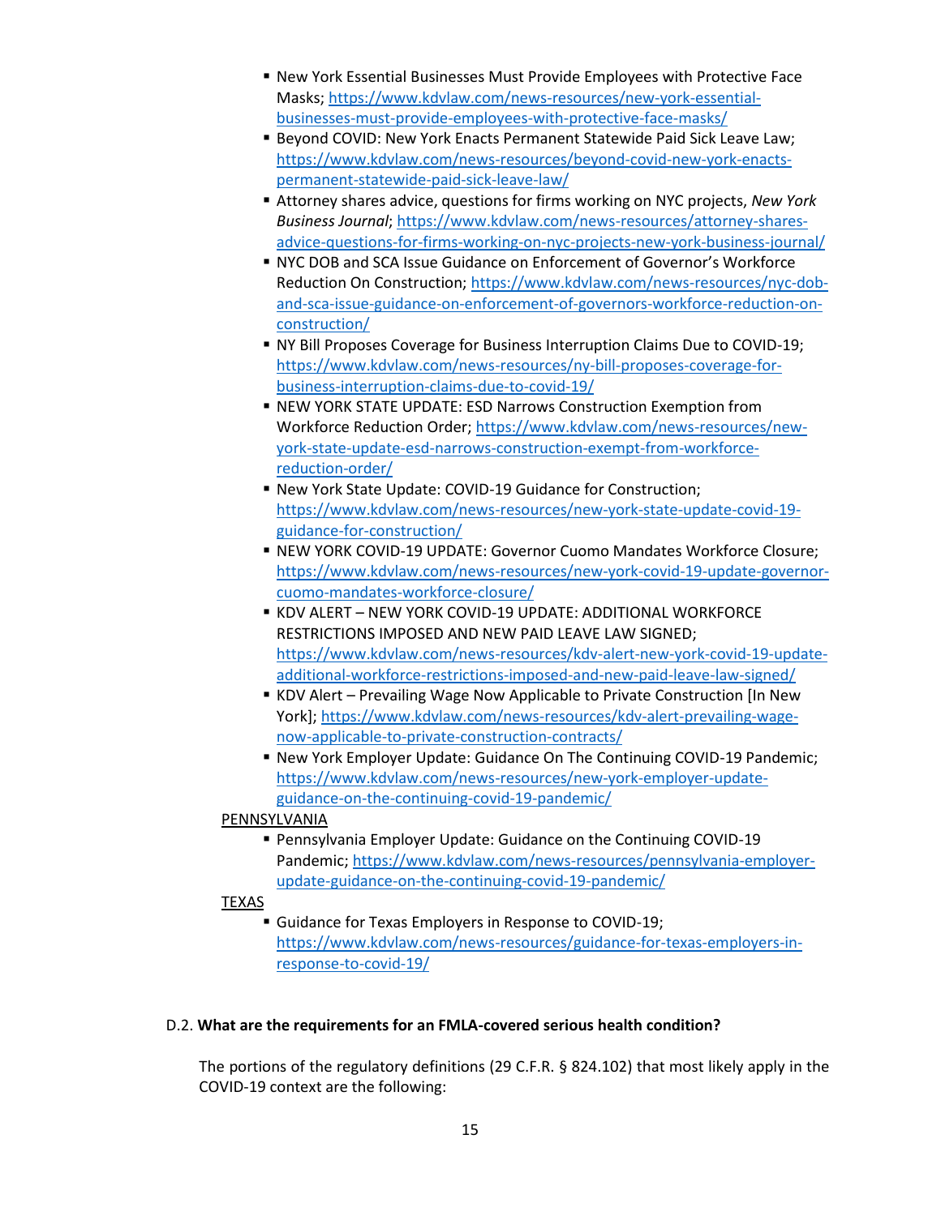- New York Essential Businesses Must Provide Employees with Protective Face Masks; https://www.kdvlaw.com/news-resources/new-york-essential-businesses-must-provide-employees-with-protective-face-masks/
- Beyond COVID: New York Enacts Permanent Statewide Paid Sick Leave Law; https://www.kdvlaw.com/news-resources/beyond-covid-new-york-enacts-permanent-statewide-paid-sick-leave-law/
- Attorney shares advice, questions for firms working on NYC projects, *New York Business Journal*; https://www.kdvlaw.com/news-resources/attorney-shares-advice-questions-for-firms-working-on-nyc-projects-new-york-business-journal/
- NYC DOB and SCA Issue Guidance on Enforcement of Governor's Workforce Reduction On Construction; https://www.kdvlaw.com/news-resources/nyc-dob-and-sca-issue-guidance-on-enforcement-of-governors-workforce-reduction-on-construction/
- NY Bill Proposes Coverage for Business Interruption Claims Due to COVID-19; https://www.kdvlaw.com/news-resources/ny-bill-proposes-coverage-for-business-interruption-claims-due-to-covid-19/
- NEW YORK STATE UPDATE: ESD Narrows Construction Exemption from Workforce Reduction Order; https://www.kdvlaw.com/news-resources/new-york-state-update-esd-narrows-construction-exempt-from-workforce-reduction-order/
- New York State Update: COVID-19 Guidance for Construction; https://www.kdvlaw.com/news-resources/new-york-state-update-covid-19-guidance-for-construction/
- NEW YORK COVID-19 UPDATE: Governor Cuomo Mandates Workforce Closure; https://www.kdvlaw.com/news-resources/new-york-covid-19-update-governor-cuomo-mandates-workforce-closure/
- KDV ALERT – NEW YORK COVID-19 UPDATE: ADDITIONAL WORKFORCE RESTRICTIONS IMPOSED AND NEW PAID LEAVE LAW SIGNED; https://www.kdvlaw.com/news-resources/kdv-alert-new-york-covid-19-update-additional-workforce-restrictions-imposed-and-new-paid-leave-law-signed/
- KDV Alert – Prevailing Wage Now Applicable to Private Construction [In New York]; https://www.kdvlaw.com/news-resources/kdv-alert-prevailing-wage-now-applicable-to-private-construction-contracts/
- New York Employer Update: Guidance On The Continuing COVID-19 Pandemic; https://www.kdvlaw.com/news-resources/new-york-employer-update-guidance-on-the-continuing-covid-19-pandemic/

PENNSYLVANIA

- Pennsylvania Employer Update: Guidance on the Continuing COVID-19 Pandemic; https://www.kdvlaw.com/news-resources/pennsylvania-employer-update-guidance-on-the-continuing-covid-19-pandemic/

TEXAS

- Guidance for Texas Employers in Response to COVID-19; https://www.kdvlaw.com/news-resources/guidance-for-texas-employers-in-response-to-covid-19/

D.2. **What are the requirements for an FMLA-covered serious health condition?**

The portions of the regulatory definitions (29 C.F.R. § 824.102) that most likely apply in the COVID-19 context are the following: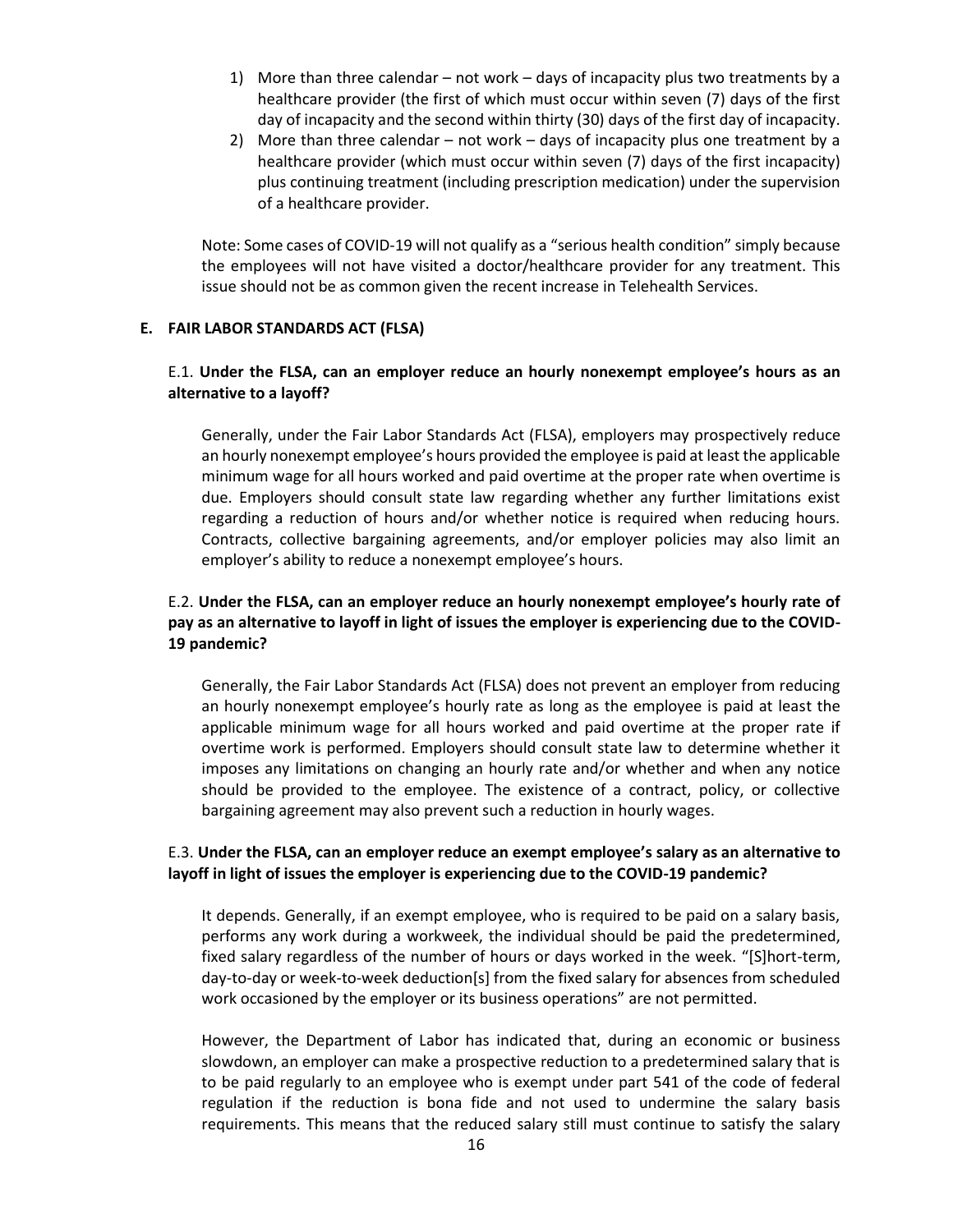1) More than three calendar – not work – days of incapacity plus two treatments by a healthcare provider (the first of which must occur within seven (7) days of the first day of incapacity and the second within thirty (30) days of the first day of incapacity.
2) More than three calendar – not work – days of incapacity plus one treatment by a healthcare provider (which must occur within seven (7) days of the first incapacity) plus continuing treatment (including prescription medication) under the supervision of a healthcare provider.

Note: Some cases of COVID-19 will not qualify as a "serious health condition" simply because the employees will not have visited a doctor/healthcare provider for any treatment. This issue should not be as common given the recent increase in Telehealth Services.

### E. FAIR LABOR STANDARDS ACT (FLSA)

E.1. **Under the FLSA, can an employer reduce an hourly nonexempt employee's hours as an alternative to a layoff?**

Generally, under the Fair Labor Standards Act (FLSA), employers may prospectively reduce an hourly nonexempt employee's hours provided the employee is paid at least the applicable minimum wage for all hours worked and paid overtime at the proper rate when overtime is due. Employers should consult state law regarding whether any further limitations exist regarding a reduction of hours and/or whether notice is required when reducing hours. Contracts, collective bargaining agreements, and/or employer policies may also limit an employer's ability to reduce a nonexempt employee's hours.

E.2. **Under the FLSA, can an employer reduce an hourly nonexempt employee's hourly rate of pay as an alternative to layoff in light of issues the employer is experiencing due to the COVID-19 pandemic?**

Generally, the Fair Labor Standards Act (FLSA) does not prevent an employer from reducing an hourly nonexempt employee's hourly rate as long as the employee is paid at least the applicable minimum wage for all hours worked and paid overtime at the proper rate if overtime work is performed. Employers should consult state law to determine whether it imposes any limitations on changing an hourly rate and/or whether and when any notice should be provided to the employee. The existence of a contract, policy, or collective bargaining agreement may also prevent such a reduction in hourly wages.

E.3. **Under the FLSA, can an employer reduce an exempt employee's salary as an alternative to layoff in light of issues the employer is experiencing due to the COVID-19 pandemic?**

It depends. Generally, if an exempt employee, who is required to be paid on a salary basis, performs any work during a workweek, the individual should be paid the predetermined, fixed salary regardless of the number of hours or days worked in the week. "[S]hort-term, day-to-day or week-to-week deduction[s] from the fixed salary for absences from scheduled work occasioned by the employer or its business operations" are not permitted.

However, the Department of Labor has indicated that, during an economic or business slowdown, an employer can make a prospective reduction to a predetermined salary that is to be paid regularly to an employee who is exempt under part 541 of the code of federal regulation if the reduction is bona fide and not used to undermine the salary basis requirements. This means that the reduced salary still must continue to satisfy the salary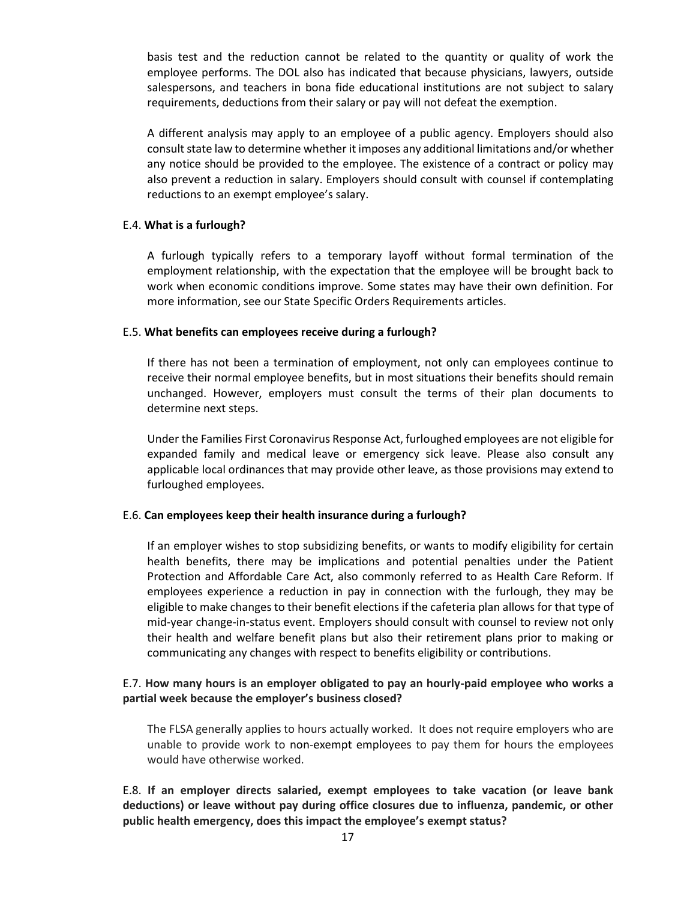basis test and the reduction cannot be related to the quantity or quality of work the employee performs. The DOL also has indicated that because physicians, lawyers, outside salespersons, and teachers in bona fide educational institutions are not subject to salary requirements, deductions from their salary or pay will not defeat the exemption.

A different analysis may apply to an employee of a public agency. Employers should also consult state law to determine whether it imposes any additional limitations and/or whether any notice should be provided to the employee. The existence of a contract or policy may also prevent a reduction in salary. Employers should consult with counsel if contemplating reductions to an exempt employee's salary.

E.4. **What is a furlough?**

A furlough typically refers to a temporary layoff without formal termination of the employment relationship, with the expectation that the employee will be brought back to work when economic conditions improve. Some states may have their own definition. For more information, see our State Specific Orders Requirements articles.

E.5. **What benefits can employees receive during a furlough?**

If there has not been a termination of employment, not only can employees continue to receive their normal employee benefits, but in most situations their benefits should remain unchanged. However, employers must consult the terms of their plan documents to determine next steps.

Under the Families First Coronavirus Response Act, furloughed employees are not eligible for expanded family and medical leave or emergency sick leave. Please also consult any applicable local ordinances that may provide other leave, as those provisions may extend to furloughed employees.

E.6. **Can employees keep their health insurance during a furlough?**

If an employer wishes to stop subsidizing benefits, or wants to modify eligibility for certain health benefits, there may be implications and potential penalties under the Patient Protection and Affordable Care Act, also commonly referred to as Health Care Reform. If employees experience a reduction in pay in connection with the furlough, they may be eligible to make changes to their benefit elections if the cafeteria plan allows for that type of mid-year change-in-status event. Employers should consult with counsel to review not only their health and welfare benefit plans but also their retirement plans prior to making or communicating any changes with respect to benefits eligibility or contributions.

E.7. **How many hours is an employer obligated to pay an hourly-paid employee who works a partial week because the employer's business closed?**

The FLSA generally applies to hours actually worked. It does not require employers who are unable to provide work to non-exempt employees to pay them for hours the employees would have otherwise worked.

E.8. **If an employer directs salaried, exempt employees to take vacation (or leave bank deductions) or leave without pay during office closures due to influenza, pandemic, or other public health emergency, does this impact the employee's exempt status?**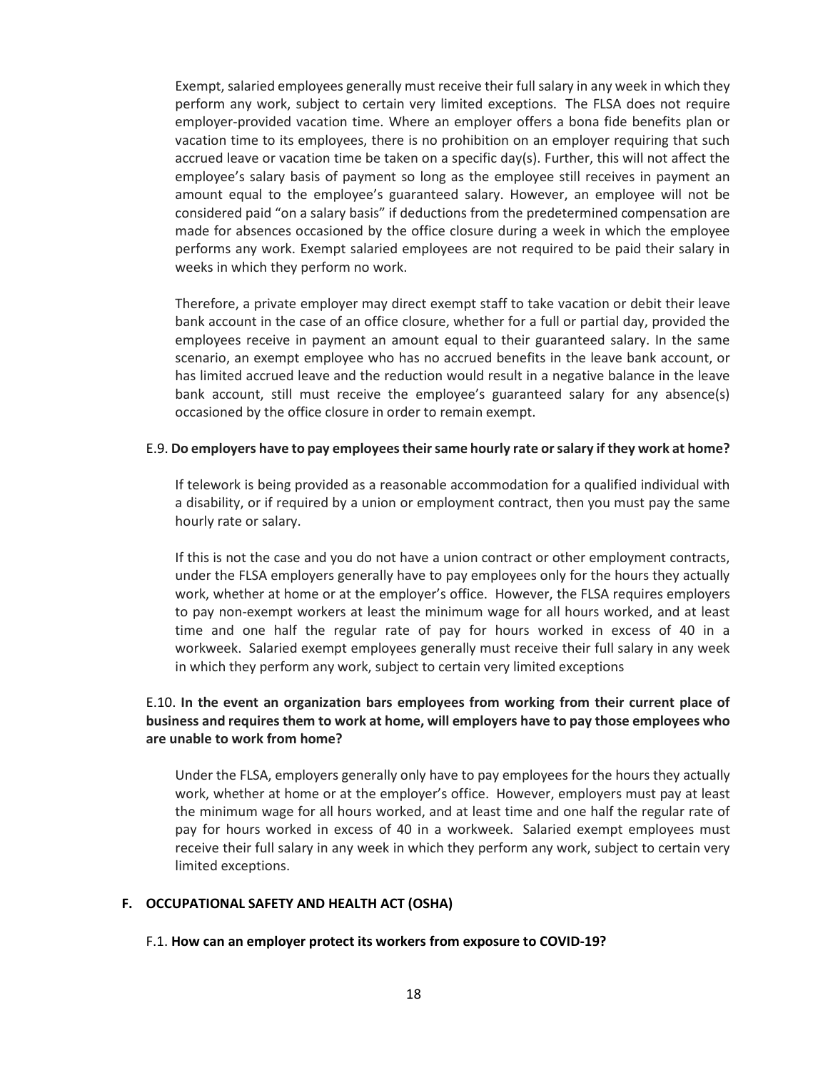Exempt, salaried employees generally must receive their full salary in any week in which they perform any work, subject to certain very limited exceptions. The FLSA does not require employer-provided vacation time. Where an employer offers a bona fide benefits plan or vacation time to its employees, there is no prohibition on an employer requiring that such accrued leave or vacation time be taken on a specific day(s). Further, this will not affect the employee's salary basis of payment so long as the employee still receives in payment an amount equal to the employee's guaranteed salary. However, an employee will not be considered paid "on a salary basis" if deductions from the predetermined compensation are made for absences occasioned by the office closure during a week in which the employee performs any work. Exempt salaried employees are not required to be paid their salary in weeks in which they perform no work.

Therefore, a private employer may direct exempt staff to take vacation or debit their leave bank account in the case of an office closure, whether for a full or partial day, provided the employees receive in payment an amount equal to their guaranteed salary. In the same scenario, an exempt employee who has no accrued benefits in the leave bank account, or has limited accrued leave and the reduction would result in a negative balance in the leave bank account, still must receive the employee's guaranteed salary for any absence(s) occasioned by the office closure in order to remain exempt.

E.9. **Do employers have to pay employees their same hourly rate or salary if they work at home?**

If telework is being provided as a reasonable accommodation for a qualified individual with a disability, or if required by a union or employment contract, then you must pay the same hourly rate or salary.

If this is not the case and you do not have a union contract or other employment contracts, under the FLSA employers generally have to pay employees only for the hours they actually work, whether at home or at the employer's office. However, the FLSA requires employers to pay non-exempt workers at least the minimum wage for all hours worked, and at least time and one half the regular rate of pay for hours worked in excess of 40 in a workweek. Salaried exempt employees generally must receive their full salary in any week in which they perform any work, subject to certain very limited exceptions

E.10. **In the event an organization bars employees from working from their current place of business and requires them to work at home, will employers have to pay those employees who are unable to work from home?**

Under the FLSA, employers generally only have to pay employees for the hours they actually work, whether at home or at the employer's office. However, employers must pay at least the minimum wage for all hours worked, and at least time and one half the regular rate of pay for hours worked in excess of 40 in a workweek. Salaried exempt employees must receive their full salary in any week in which they perform any work, subject to certain very limited exceptions.

## F. OCCUPATIONAL SAFETY AND HEALTH ACT (OSHA)

F.1. **How can an employer protect its workers from exposure to COVID-19?**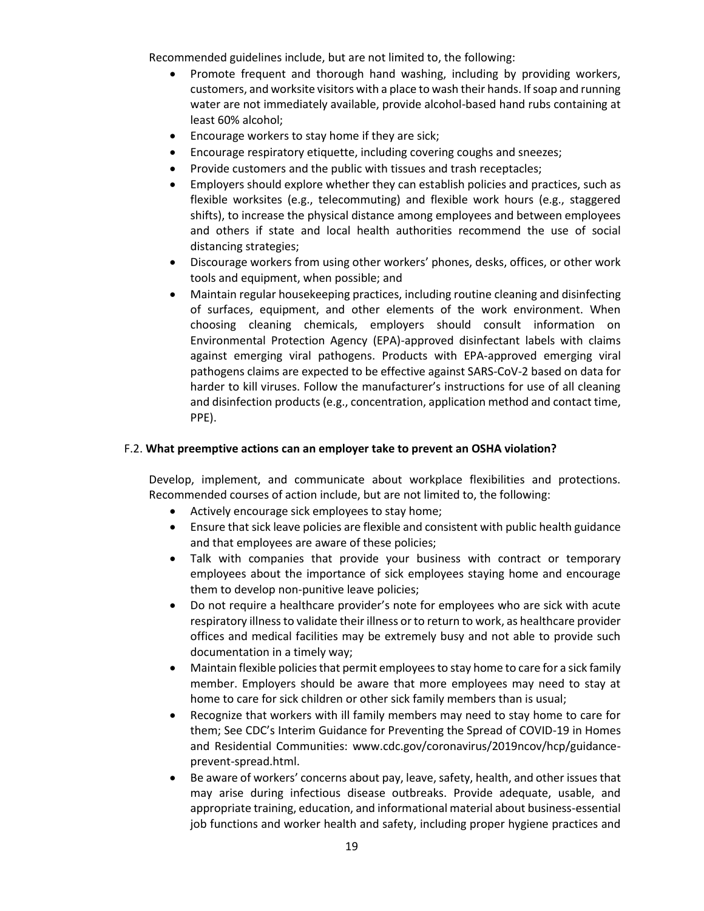Recommended guidelines include, but are not limited to, the following:

- Promote frequent and thorough hand washing, including by providing workers, customers, and worksite visitors with a place to wash their hands. If soap and running water are not immediately available, provide alcohol-based hand rubs containing at least 60% alcohol;
- Encourage workers to stay home if they are sick;
- Encourage respiratory etiquette, including covering coughs and sneezes;
- Provide customers and the public with tissues and trash receptacles;
- Employers should explore whether they can establish policies and practices, such as flexible worksites (e.g., telecommuting) and flexible work hours (e.g., staggered shifts), to increase the physical distance among employees and between employees and others if state and local health authorities recommend the use of social distancing strategies;
- Discourage workers from using other workers' phones, desks, offices, or other work tools and equipment, when possible; and
- Maintain regular housekeeping practices, including routine cleaning and disinfecting of surfaces, equipment, and other elements of the work environment. When choosing cleaning chemicals, employers should consult information on Environmental Protection Agency (EPA)-approved disinfectant labels with claims against emerging viral pathogens. Products with EPA-approved emerging viral pathogens claims are expected to be effective against SARS-CoV-2 based on data for harder to kill viruses. Follow the manufacturer's instructions for use of all cleaning and disinfection products (e.g., concentration, application method and contact time, PPE).

F.2. **What preemptive actions can an employer take to prevent an OSHA violation?**

Develop, implement, and communicate about workplace flexibilities and protections. Recommended courses of action include, but are not limited to, the following:

- Actively encourage sick employees to stay home;
- Ensure that sick leave policies are flexible and consistent with public health guidance and that employees are aware of these policies;
- Talk with companies that provide your business with contract or temporary employees about the importance of sick employees staying home and encourage them to develop non-punitive leave policies;
- Do not require a healthcare provider's note for employees who are sick with acute respiratory illness to validate their illness or to return to work, as healthcare provider offices and medical facilities may be extremely busy and not able to provide such documentation in a timely way;
- Maintain flexible policies that permit employees to stay home to care for a sick family member. Employers should be aware that more employees may need to stay at home to care for sick children or other sick family members than is usual;
- Recognize that workers with ill family members may need to stay home to care for them; See CDC's Interim Guidance for Preventing the Spread of COVID-19 in Homes and Residential Communities: www.cdc.gov/coronavirus/2019ncov/hcp/guidance-prevent-spread.html.
- Be aware of workers' concerns about pay, leave, safety, health, and other issues that may arise during infectious disease outbreaks. Provide adequate, usable, and appropriate training, education, and informational material about business-essential job functions and worker health and safety, including proper hygiene practices and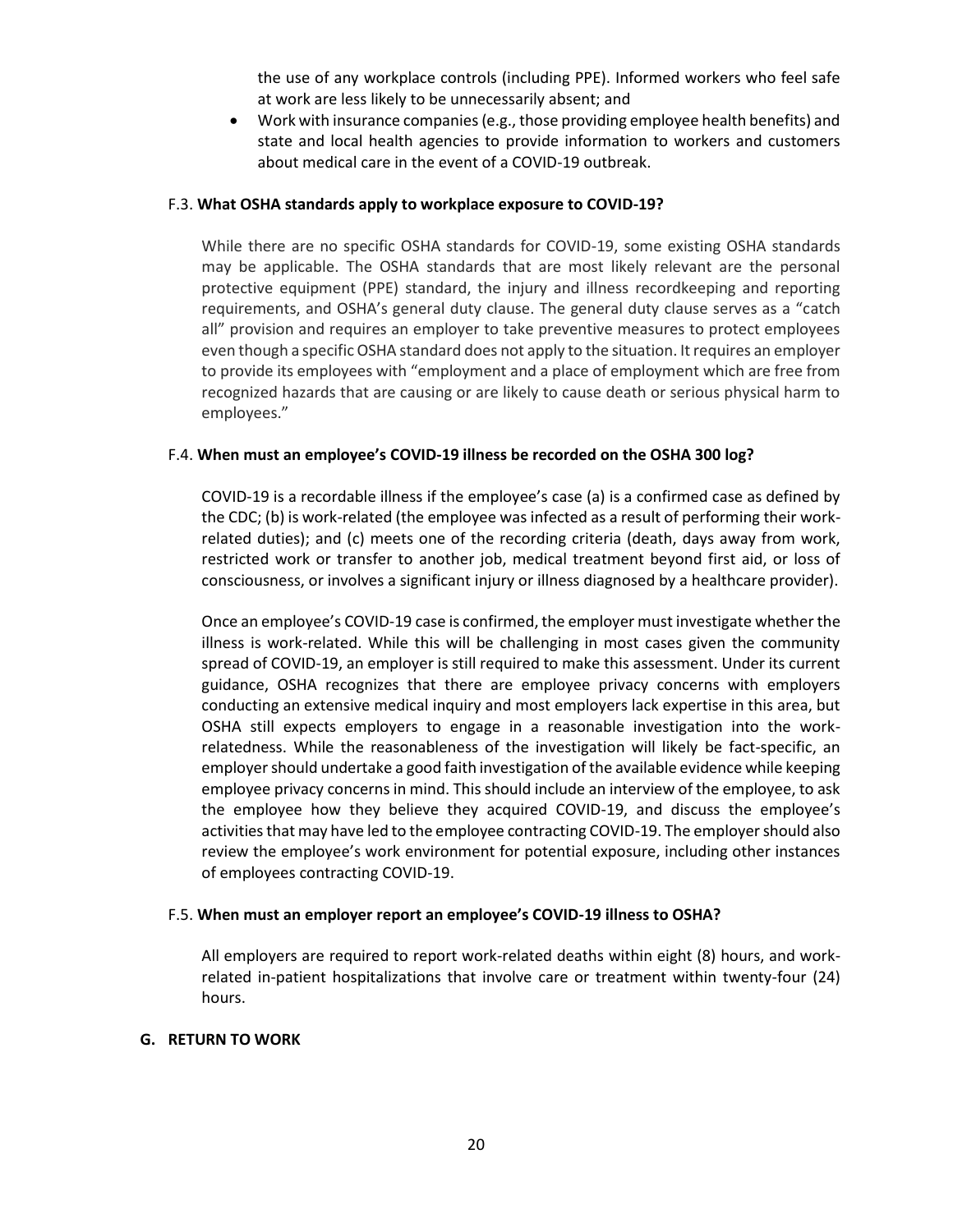the use of any workplace controls (including PPE). Informed workers who feel safe at work are less likely to be unnecessarily absent; and

- Work with insurance companies (e.g., those providing employee health benefits) and state and local health agencies to provide information to workers and customers about medical care in the event of a COVID-19 outbreak.

F.3. **What OSHA standards apply to workplace exposure to COVID-19?**

While there are no specific OSHA standards for COVID-19, some existing OSHA standards may be applicable. The OSHA standards that are most likely relevant are the personal protective equipment (PPE) standard, the injury and illness recordkeeping and reporting requirements, and OSHA's general duty clause. The general duty clause serves as a "catch all" provision and requires an employer to take preventive measures to protect employees even though a specific OSHA standard does not apply to the situation. It requires an employer to provide its employees with "employment and a place of employment which are free from recognized hazards that are causing or are likely to cause death or serious physical harm to employees."

F.4. **When must an employee's COVID-19 illness be recorded on the OSHA 300 log?**

COVID-19 is a recordable illness if the employee's case (a) is a confirmed case as defined by the CDC; (b) is work-related (the employee was infected as a result of performing their work-related duties); and (c) meets one of the recording criteria (death, days away from work, restricted work or transfer to another job, medical treatment beyond first aid, or loss of consciousness, or involves a significant injury or illness diagnosed by a healthcare provider).

Once an employee's COVID-19 case is confirmed, the employer must investigate whether the illness is work-related. While this will be challenging in most cases given the community spread of COVID-19, an employer is still required to make this assessment. Under its current guidance, OSHA recognizes that there are employee privacy concerns with employers conducting an extensive medical inquiry and most employers lack expertise in this area, but OSHA still expects employers to engage in a reasonable investigation into the work-relatedness. While the reasonableness of the investigation will likely be fact-specific, an employer should undertake a good faith investigation of the available evidence while keeping employee privacy concerns in mind. This should include an interview of the employee, to ask the employee how they believe they acquired COVID-19, and discuss the employee's activities that may have led to the employee contracting COVID-19. The employer should also review the employee's work environment for potential exposure, including other instances of employees contracting COVID-19.

F.5. **When must an employer report an employee's COVID-19 illness to OSHA?**

All employers are required to report work-related deaths within eight (8) hours, and work-related in-patient hospitalizations that involve care or treatment within twenty-four (24) hours.

## G. RETURN TO WORK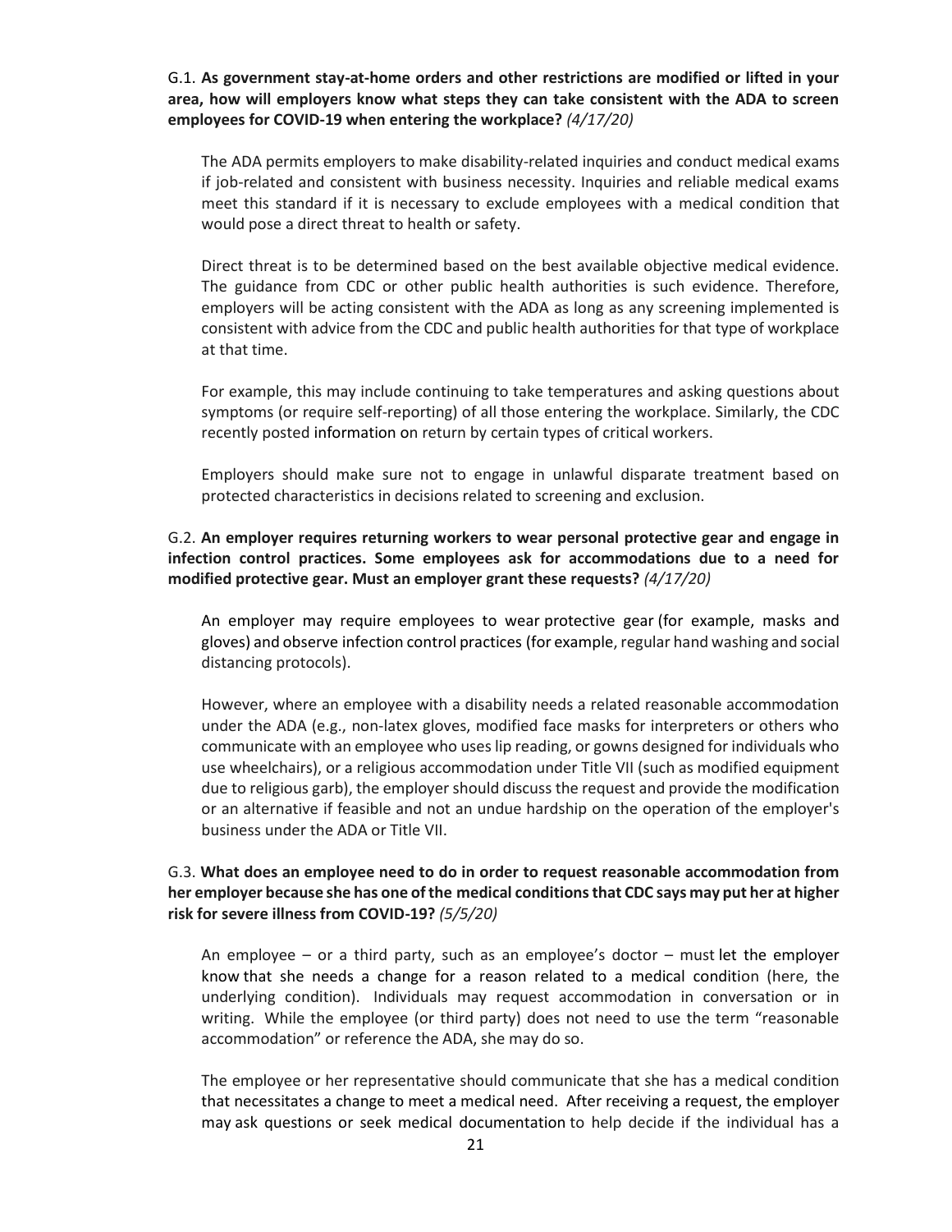G.1. **As government stay-at-home orders and other restrictions are modified or lifted in your area, how will employers know what steps they can take consistent with the ADA to screen employees for COVID-19 when entering the workplace?** *(4/17/20)*

The ADA permits employers to make disability-related inquiries and conduct medical exams if job-related and consistent with business necessity. Inquiries and reliable medical exams meet this standard if it is necessary to exclude employees with a medical condition that would pose a direct threat to health or safety.

Direct threat is to be determined based on the best available objective medical evidence. The guidance from CDC or other public health authorities is such evidence. Therefore, employers will be acting consistent with the ADA as long as any screening implemented is consistent with advice from the CDC and public health authorities for that type of workplace at that time.

For example, this may include continuing to take temperatures and asking questions about symptoms (or require self-reporting) of all those entering the workplace. Similarly, the CDC recently posted information on return by certain types of critical workers.

Employers should make sure not to engage in unlawful disparate treatment based on protected characteristics in decisions related to screening and exclusion.

G.2. **An employer requires returning workers to wear personal protective gear and engage in infection control practices. Some employees ask for accommodations due to a need for modified protective gear. Must an employer grant these requests?** *(4/17/20)*

An employer may require employees to wear protective gear (for example, masks and gloves) and observe infection control practices (for example, regular hand washing and social distancing protocols).

However, where an employee with a disability needs a related reasonable accommodation under the ADA (e.g., non-latex gloves, modified face masks for interpreters or others who communicate with an employee who uses lip reading, or gowns designed for individuals who use wheelchairs), or a religious accommodation under Title VII (such as modified equipment due to religious garb), the employer should discuss the request and provide the modification or an alternative if feasible and not an undue hardship on the operation of the employer's business under the ADA or Title VII.

G.3. **What does an employee need to do in order to request reasonable accommodation from her employer because she has one of the medical conditions that CDC says may put her at higher risk for severe illness from COVID-19?** *(5/5/20)*

An employee – or a third party, such as an employee's doctor – must let the employer know that she needs a change for a reason related to a medical condition (here, the underlying condition). Individuals may request accommodation in conversation or in writing. While the employee (or third party) does not need to use the term "reasonable accommodation" or reference the ADA, she may do so.

The employee or her representative should communicate that she has a medical condition that necessitates a change to meet a medical need. After receiving a request, the employer may ask questions or seek medical documentation to help decide if the individual has a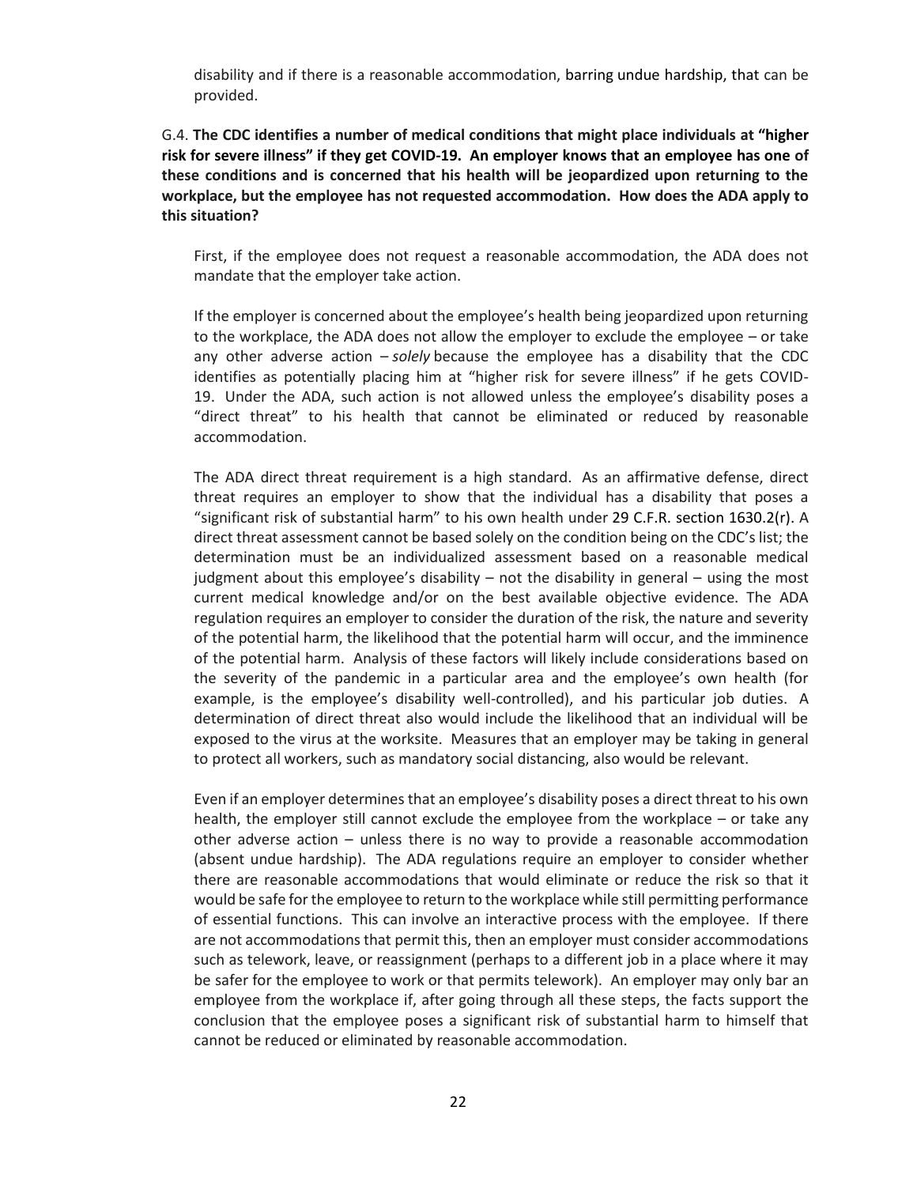disability and if there is a reasonable accommodation, barring undue hardship, that can be provided.

G.4. **The CDC identifies a number of medical conditions that might place individuals at "higher risk for severe illness" if they get COVID-19. An employer knows that an employee has one of these conditions and is concerned that his health will be jeopardized upon returning to the workplace, but the employee has not requested accommodation. How does the ADA apply to this situation?**

First, if the employee does not request a reasonable accommodation, the ADA does not mandate that the employer take action.

If the employer is concerned about the employee's health being jeopardized upon returning to the workplace, the ADA does not allow the employer to exclude the employee – or take any other adverse action – *solely* because the employee has a disability that the CDC identifies as potentially placing him at "higher risk for severe illness" if he gets COVID-19. Under the ADA, such action is not allowed unless the employee's disability poses a "direct threat" to his health that cannot be eliminated or reduced by reasonable accommodation.

The ADA direct threat requirement is a high standard. As an affirmative defense, direct threat requires an employer to show that the individual has a disability that poses a "significant risk of substantial harm" to his own health under 29 C.F.R. section 1630.2(r). A direct threat assessment cannot be based solely on the condition being on the CDC's list; the determination must be an individualized assessment based on a reasonable medical judgment about this employee's disability – not the disability in general – using the most current medical knowledge and/or on the best available objective evidence. The ADA regulation requires an employer to consider the duration of the risk, the nature and severity of the potential harm, the likelihood that the potential harm will occur, and the imminence of the potential harm. Analysis of these factors will likely include considerations based on the severity of the pandemic in a particular area and the employee's own health (for example, is the employee's disability well-controlled), and his particular job duties. A determination of direct threat also would include the likelihood that an individual will be exposed to the virus at the worksite. Measures that an employer may be taking in general to protect all workers, such as mandatory social distancing, also would be relevant.

Even if an employer determines that an employee's disability poses a direct threat to his own health, the employer still cannot exclude the employee from the workplace – or take any other adverse action – unless there is no way to provide a reasonable accommodation (absent undue hardship). The ADA regulations require an employer to consider whether there are reasonable accommodations that would eliminate or reduce the risk so that it would be safe for the employee to return to the workplace while still permitting performance of essential functions. This can involve an interactive process with the employee. If there are not accommodations that permit this, then an employer must consider accommodations such as telework, leave, or reassignment (perhaps to a different job in a place where it may be safer for the employee to work or that permits telework). An employer may only bar an employee from the workplace if, after going through all these steps, the facts support the conclusion that the employee poses a significant risk of substantial harm to himself that cannot be reduced or eliminated by reasonable accommodation.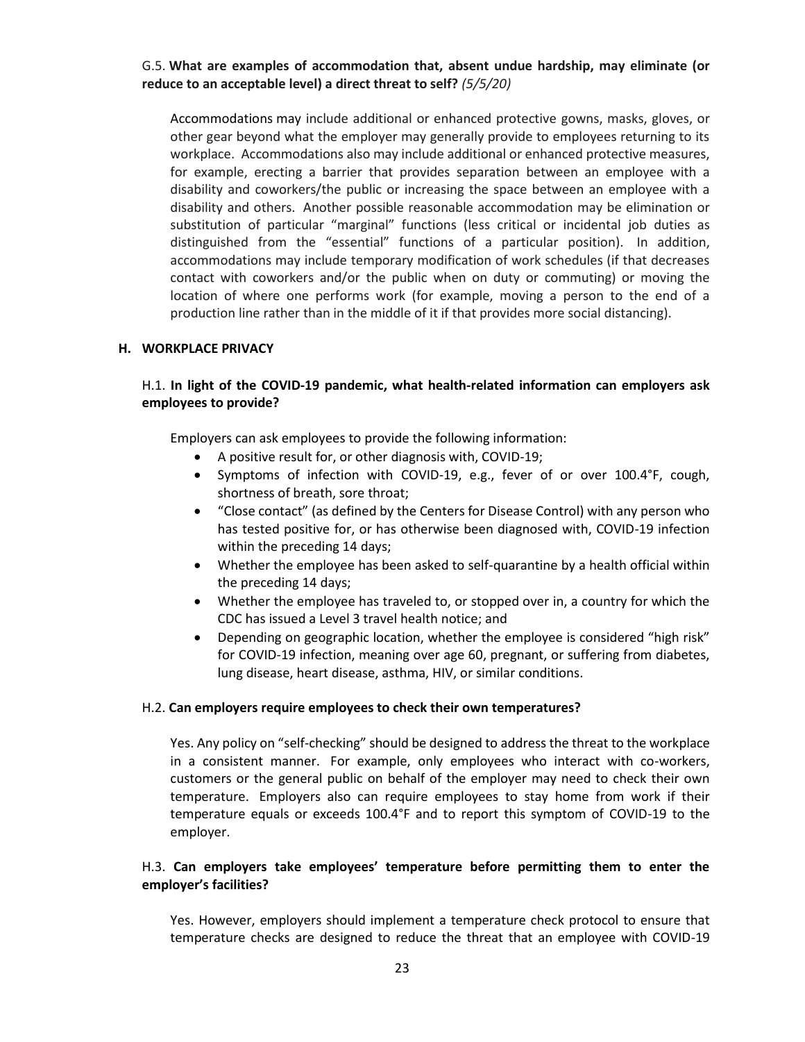G.5. **What are examples of accommodation that, absent undue hardship, may eliminate (or reduce to an acceptable level) a direct threat to self?** *(5/5/20)*

Accommodations may include additional or enhanced protective gowns, masks, gloves, or other gear beyond what the employer may generally provide to employees returning to its workplace. Accommodations also may include additional or enhanced protective measures, for example, erecting a barrier that provides separation between an employee with a disability and coworkers/the public or increasing the space between an employee with a disability and others. Another possible reasonable accommodation may be elimination or substitution of particular "marginal" functions (less critical or incidental job duties as distinguished from the "essential" functions of a particular position). In addition, accommodations may include temporary modification of work schedules (if that decreases contact with coworkers and/or the public when on duty or commuting) or moving the location of where one performs work (for example, moving a person to the end of a production line rather than in the middle of it if that provides more social distancing).

## H. WORKPLACE PRIVACY

H.1. **In light of the COVID-19 pandemic, what health-related information can employers ask employees to provide?**

Employers can ask employees to provide the following information:

- A positive result for, or other diagnosis with, COVID-19;
- Symptoms of infection with COVID-19, e.g., fever of or over 100.4°F, cough, shortness of breath, sore throat;
- "Close contact" (as defined by the Centers for Disease Control) with any person who has tested positive for, or has otherwise been diagnosed with, COVID-19 infection within the preceding 14 days;
- Whether the employee has been asked to self-quarantine by a health official within the preceding 14 days;
- Whether the employee has traveled to, or stopped over in, a country for which the CDC has issued a Level 3 travel health notice; and
- Depending on geographic location, whether the employee is considered "high risk" for COVID-19 infection, meaning over age 60, pregnant, or suffering from diabetes, lung disease, heart disease, asthma, HIV, or similar conditions.

H.2. **Can employers require employees to check their own temperatures?**

Yes. Any policy on "self-checking" should be designed to address the threat to the workplace in a consistent manner. For example, only employees who interact with co-workers, customers or the general public on behalf of the employer may need to check their own temperature. Employers also can require employees to stay home from work if their temperature equals or exceeds 100.4°F and to report this symptom of COVID-19 to the employer.

H.3. **Can employers take employees' temperature before permitting them to enter the employer's facilities?**

Yes. However, employers should implement a temperature check protocol to ensure that temperature checks are designed to reduce the threat that an employee with COVID-19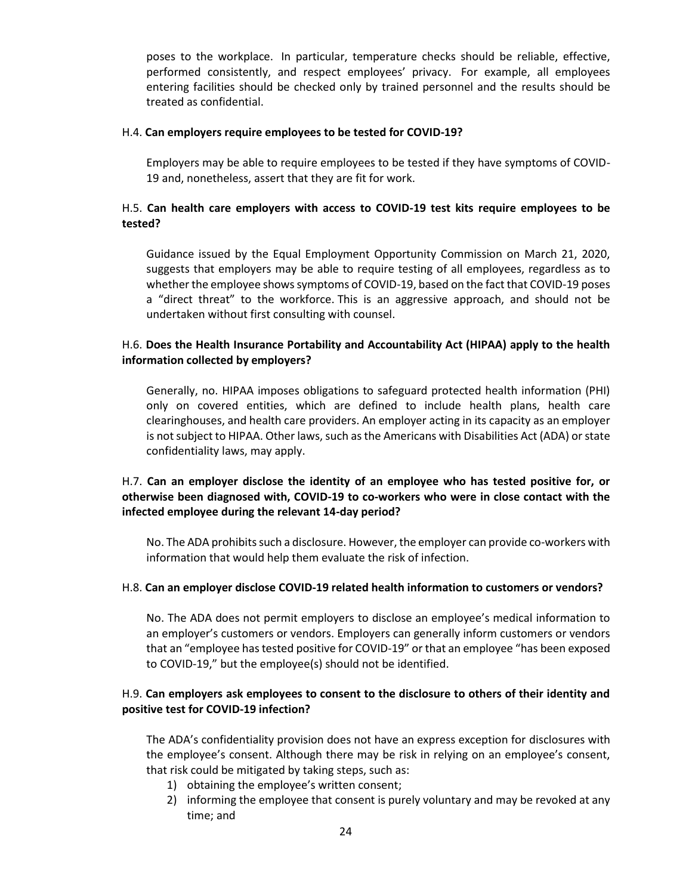poses to the workplace. In particular, temperature checks should be reliable, effective, performed consistently, and respect employees' privacy. For example, all employees entering facilities should be checked only by trained personnel and the results should be treated as confidential.

H.4. **Can employers require employees to be tested for COVID-19?**

Employers may be able to require employees to be tested if they have symptoms of COVID-19 and, nonetheless, assert that they are fit for work.

H.5. **Can health care employers with access to COVID-19 test kits require employees to be tested?**

Guidance issued by the Equal Employment Opportunity Commission on March 21, 2020, suggests that employers may be able to require testing of all employees, regardless as to whether the employee shows symptoms of COVID-19, based on the fact that COVID-19 poses a "direct threat" to the workforce. This is an aggressive approach, and should not be undertaken without first consulting with counsel.

H.6. **Does the Health Insurance Portability and Accountability Act (HIPAA) apply to the health information collected by employers?**

Generally, no. HIPAA imposes obligations to safeguard protected health information (PHI) only on covered entities, which are defined to include health plans, health care clearinghouses, and health care providers. An employer acting in its capacity as an employer is not subject to HIPAA. Other laws, such as the Americans with Disabilities Act (ADA) or state confidentiality laws, may apply.

H.7. **Can an employer disclose the identity of an employee who has tested positive for, or otherwise been diagnosed with, COVID-19 to co-workers who were in close contact with the infected employee during the relevant 14-day period?**

No. The ADA prohibits such a disclosure. However, the employer can provide co-workers with information that would help them evaluate the risk of infection.

H.8. **Can an employer disclose COVID-19 related health information to customers or vendors?**

No. The ADA does not permit employers to disclose an employee's medical information to an employer's customers or vendors. Employers can generally inform customers or vendors that an "employee has tested positive for COVID-19" or that an employee "has been exposed to COVID-19," but the employee(s) should not be identified.

H.9. **Can employers ask employees to consent to the disclosure to others of their identity and positive test for COVID-19 infection?**

The ADA's confidentiality provision does not have an express exception for disclosures with the employee's consent. Although there may be risk in relying on an employee's consent, that risk could be mitigated by taking steps, such as:

1) obtaining the employee's written consent;
2) informing the employee that consent is purely voluntary and may be revoked at any time; and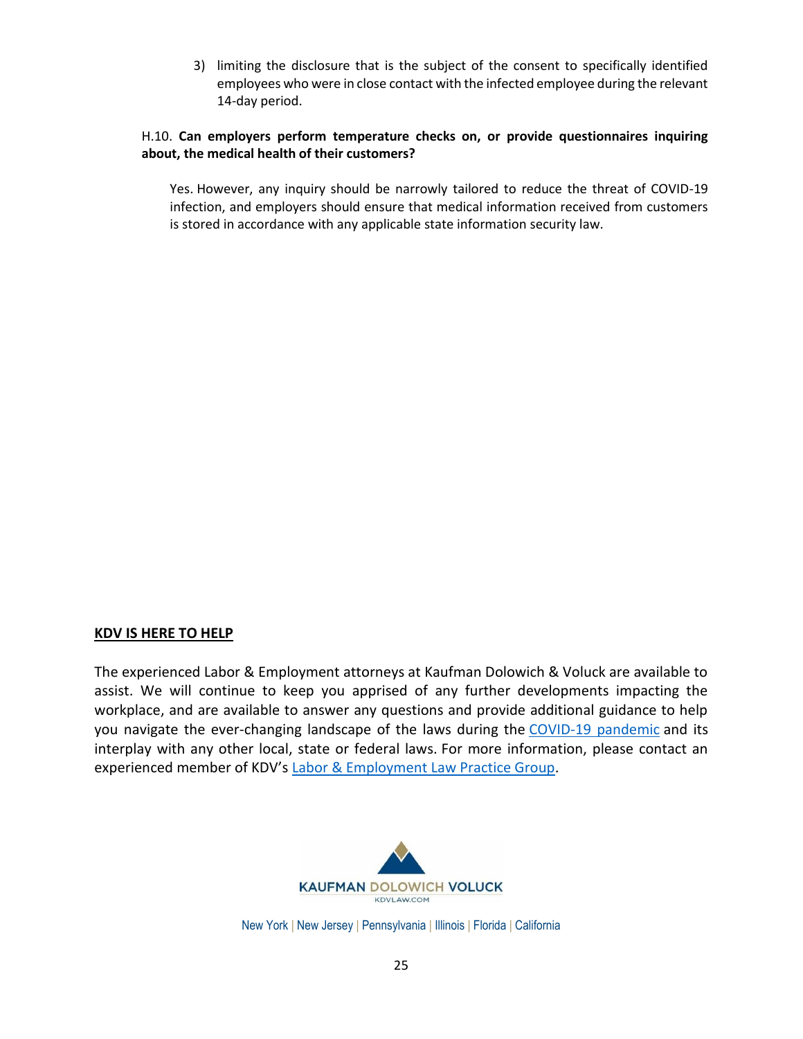3) limiting the disclosure that is the subject of the consent to specifically identified employees who were in close contact with the infected employee during the relevant 14-day period.

H.10. **Can employers perform temperature checks on, or provide questionnaires inquiring about, the medical health of their customers?**

Yes. However, any inquiry should be narrowly tailored to reduce the threat of COVID-19 infection, and employers should ensure that medical information received from customers is stored in accordance with any applicable state information security law.

**KDV IS HERE TO HELP**

The experienced Labor & Employment attorneys at Kaufman Dolowich & Voluck are available to assist. We will continue to keep you apprised of any further developments impacting the workplace, and are available to answer any questions and provide additional guidance to help you navigate the ever-changing landscape of the laws during the COVID-19 pandemic and its interplay with any other local, state or federal laws. For more information, please contact an experienced member of KDV's Labor & Employment Law Practice Group.

KAUFMAN DOLOWICH VOLUCK

KDVLAW.COM

New York | New Jersey | Pennsylvania | Illinois | Florida | California